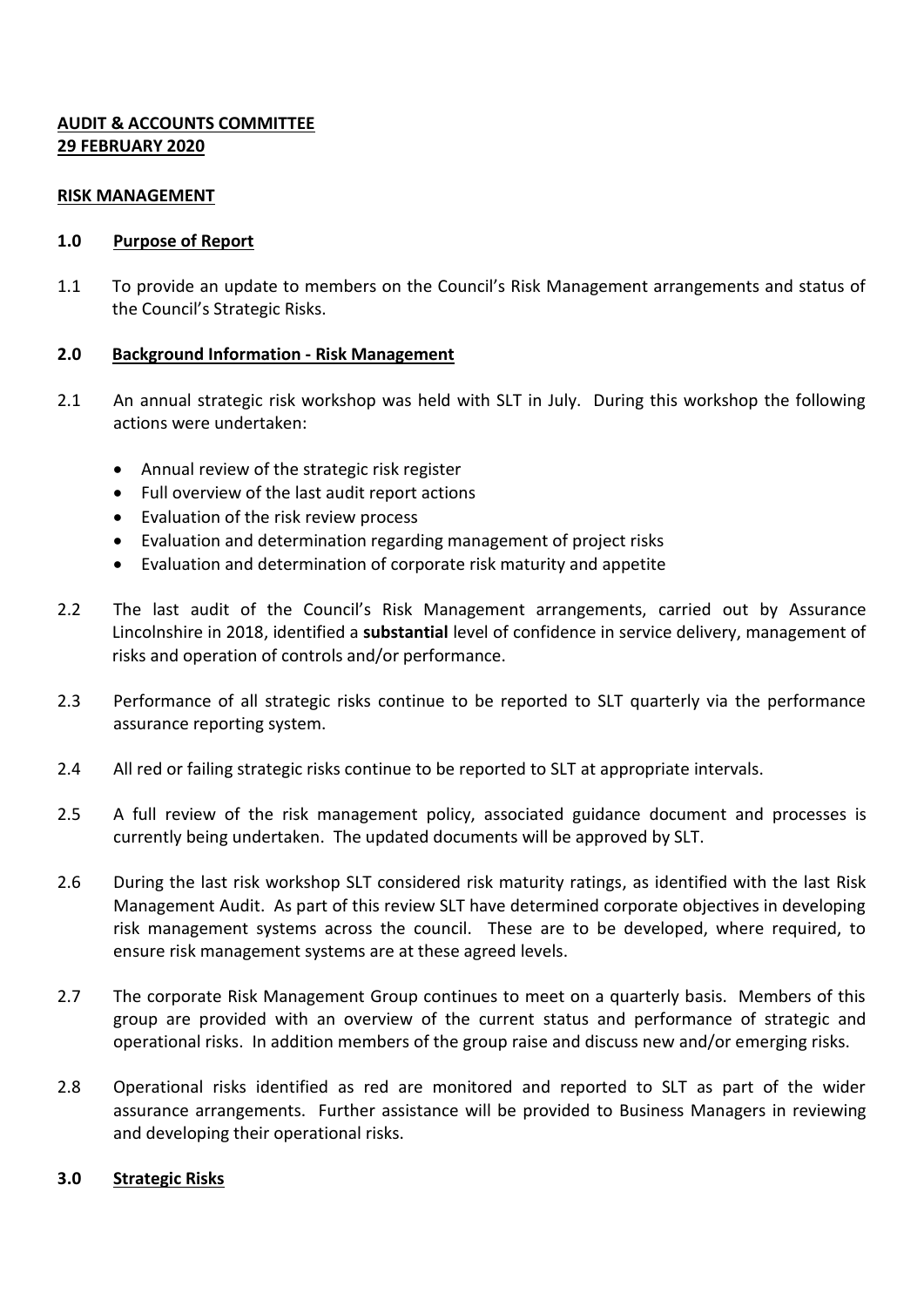**AUDIT & ACCOUNTS COMMITTEE**
**29 FEBRUARY 2020**

**RISK MANAGEMENT**

## 1.0 Purpose of Report

1.1 To provide an update to members on the Council's Risk Management arrangements and status of the Council's Strategic Risks.

## 2.0 Background Information - Risk Management

2.1 An annual strategic risk workshop was held with SLT in July. During this workshop the following actions were undertaken:

- Annual review of the strategic risk register
- Full overview of the last audit report actions
- Evaluation of the risk review process
- Evaluation and determination regarding management of project risks
- Evaluation and determination of corporate risk maturity and appetite

2.2 The last audit of the Council's Risk Management arrangements, carried out by Assurance Lincolnshire in 2018, identified a **substantial** level of confidence in service delivery, management of risks and operation of controls and/or performance.

2.3 Performance of all strategic risks continue to be reported to SLT quarterly via the performance assurance reporting system.

2.4 All red or failing strategic risks continue to be reported to SLT at appropriate intervals.

2.5 A full review of the risk management policy, associated guidance document and processes is currently being undertaken. The updated documents will be approved by SLT.

2.6 During the last risk workshop SLT considered risk maturity ratings, as identified with the last Risk Management Audit. As part of this review SLT have determined corporate objectives in developing risk management systems across the council. These are to be developed, where required, to ensure risk management systems are at these agreed levels.

2.7 The corporate Risk Management Group continues to meet on a quarterly basis. Members of this group are provided with an overview of the current status and performance of strategic and operational risks. In addition members of the group raise and discuss new and/or emerging risks.

2.8 Operational risks identified as red are monitored and reported to SLT as part of the wider assurance arrangements. Further assistance will be provided to Business Managers in reviewing and developing their operational risks.

## 3.0 Strategic Risks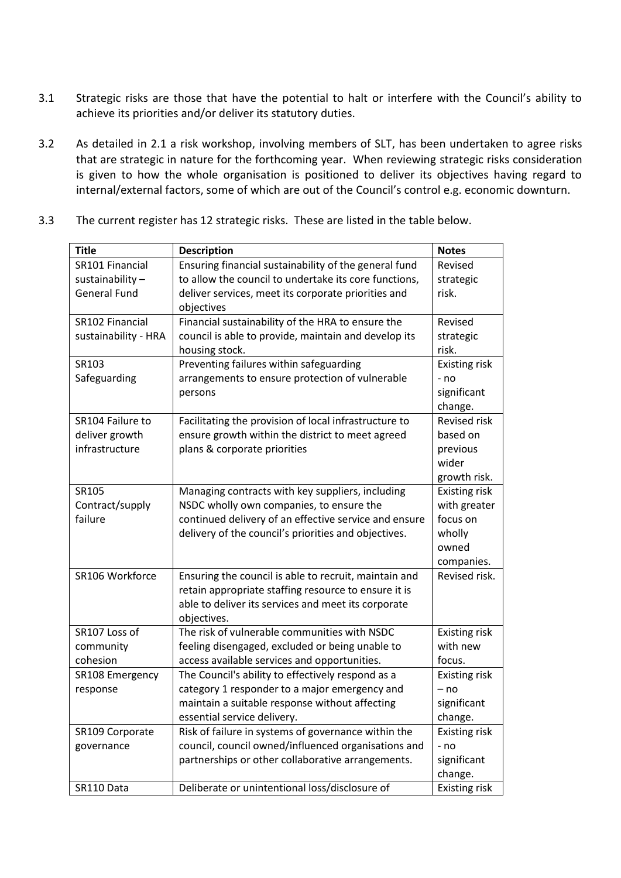3.1 Strategic risks are those that have the potential to halt or interfere with the Council's ability to achieve its priorities and/or deliver its statutory duties.

3.2 As detailed in 2.1 a risk workshop, involving members of SLT, has been undertaken to agree risks that are strategic in nature for the forthcoming year. When reviewing strategic risks consideration is given to how the whole organisation is positioned to deliver its objectives having regard to internal/external factors, some of which are out of the Council's control e.g. economic downturn.

3.3 The current register has 12 strategic risks. These are listed in the table below.

| Title | Description | Notes |
|---|---|---|
| SR101 Financial sustainability – General Fund | Ensuring financial sustainability of the general fund to allow the council to undertake its core functions, deliver services, meet its corporate priorities and objectives | Revised strategic risk. |
| SR102 Financial sustainability - HRA | Financial sustainability of the HRA to ensure the council is able to provide, maintain and develop its housing stock. | Revised strategic risk. |
| SR103 Safeguarding | Preventing failures within safeguarding arrangements to ensure protection of vulnerable persons | Existing risk - no significant change. |
| SR104 Failure to deliver growth infrastructure | Facilitating the provision of local infrastructure to ensure growth within the district to meet agreed plans & corporate priorities | Revised risk based on previous wider growth risk. |
| SR105 Contract/supply failure | Managing contracts with key suppliers, including NSDC wholly own companies, to ensure the continued delivery of an effective service and ensure delivery of the council's priorities and objectives. | Existing risk with greater focus on wholly owned companies. |
| SR106 Workforce | Ensuring the council is able to recruit, maintain and retain appropriate staffing resource to ensure it is able to deliver its services and meet its corporate objectives. | Revised risk. |
| SR107 Loss of community cohesion | The risk of vulnerable communities with NSDC feeling disengaged, excluded or being unable to access available services and opportunities. | Existing risk with new focus. |
| SR108 Emergency response | The Council's ability to effectively respond as a category 1 responder to a major emergency and maintain a suitable response without affecting essential service delivery. | Existing risk – no significant change. |
| SR109 Corporate governance | Risk of failure in systems of governance within the council, council owned/influenced organisations and partnerships or other collaborative arrangements. | Existing risk - no significant change. |
| SR110 Data | Deliberate or unintentional loss/disclosure of | Existing risk |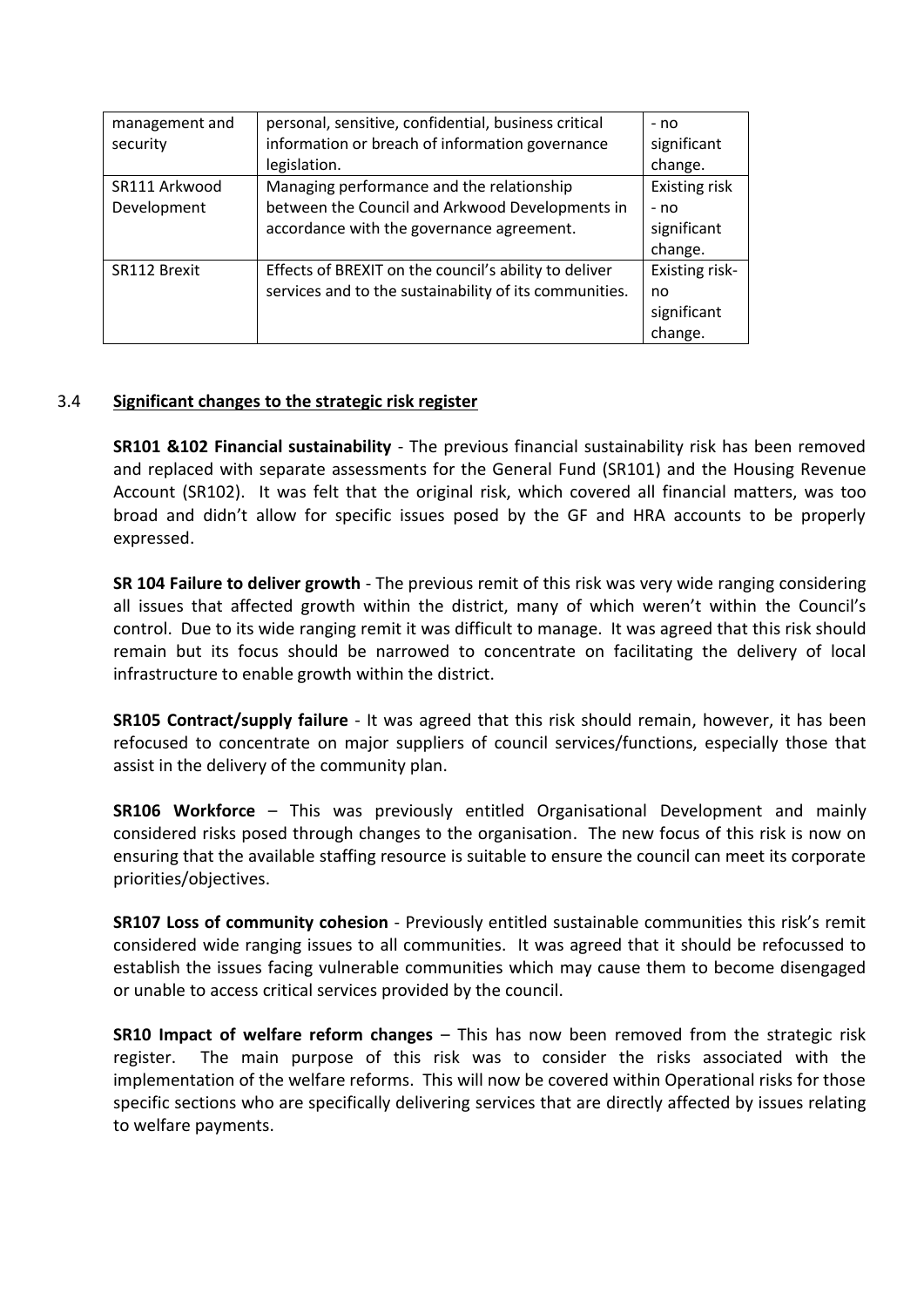| management and security | personal, sensitive, confidential, business critical information or breach of information governance legislation. | - no significant change. |
|---|---|---|
| SR111 Arkwood Development | Managing performance and the relationship between the Council and Arkwood Developments in accordance with the governance agreement. | Existing risk - no significant change. |
| SR112 Brexit | Effects of BREXIT on the council's ability to deliver services and to the sustainability of its communities. | Existing risk- no significant change. |

3.4 **Significant changes to the strategic risk register**

**SR101 &102 Financial sustainability** - The previous financial sustainability risk has been removed and replaced with separate assessments for the General Fund (SR101) and the Housing Revenue Account (SR102). It was felt that the original risk, which covered all financial matters, was too broad and didn't allow for specific issues posed by the GF and HRA accounts to be properly expressed.

**SR 104 Failure to deliver growth** - The previous remit of this risk was very wide ranging considering all issues that affected growth within the district, many of which weren't within the Council's control. Due to its wide ranging remit it was difficult to manage. It was agreed that this risk should remain but its focus should be narrowed to concentrate on facilitating the delivery of local infrastructure to enable growth within the district.

**SR105 Contract/supply failure** - It was agreed that this risk should remain, however, it has been refocused to concentrate on major suppliers of council services/functions, especially those that assist in the delivery of the community plan.

**SR106 Workforce** – This was previously entitled Organisational Development and mainly considered risks posed through changes to the organisation. The new focus of this risk is now on ensuring that the available staffing resource is suitable to ensure the council can meet its corporate priorities/objectives.

**SR107 Loss of community cohesion** - Previously entitled sustainable communities this risk's remit considered wide ranging issues to all communities. It was agreed that it should be refocussed to establish the issues facing vulnerable communities which may cause them to become disengaged or unable to access critical services provided by the council.

**SR10 Impact of welfare reform changes** – This has now been removed from the strategic risk register. The main purpose of this risk was to consider the risks associated with the implementation of the welfare reforms. This will now be covered within Operational risks for those specific sections who are specifically delivering services that are directly affected by issues relating to welfare payments.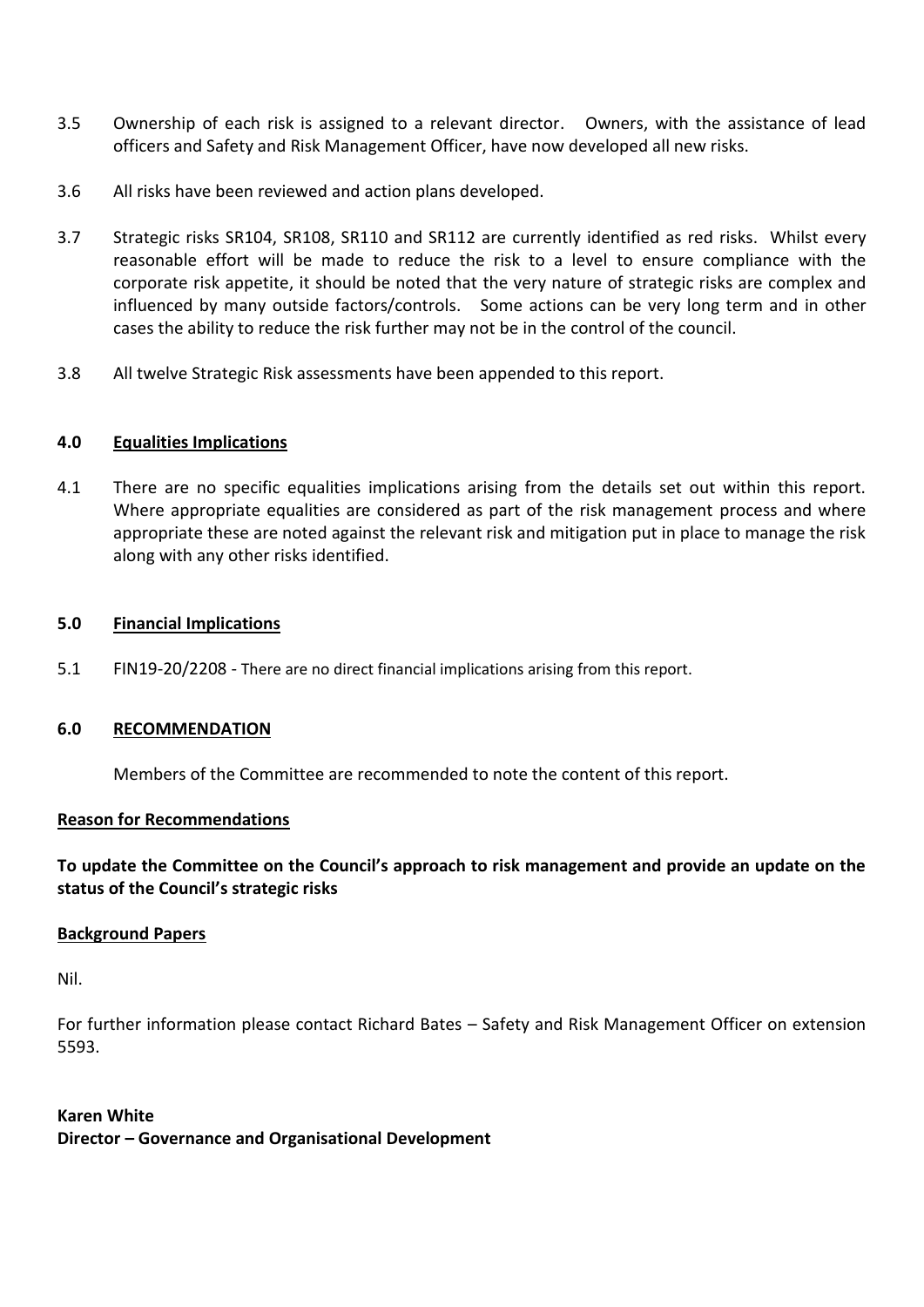3.5 Ownership of each risk is assigned to a relevant director. Owners, with the assistance of lead officers and Safety and Risk Management Officer, have now developed all new risks.

3.6 All risks have been reviewed and action plans developed.

3.7 Strategic risks SR104, SR108, SR110 and SR112 are currently identified as red risks. Whilst every reasonable effort will be made to reduce the risk to a level to ensure compliance with the corporate risk appetite, it should be noted that the very nature of strategic risks are complex and influenced by many outside factors/controls. Some actions can be very long term and in other cases the ability to reduce the risk further may not be in the control of the council.

3.8 All twelve Strategic Risk assessments have been appended to this report.

## 4.0 Equalities Implications

4.1 There are no specific equalities implications arising from the details set out within this report. Where appropriate equalities are considered as part of the risk management process and where appropriate these are noted against the relevant risk and mitigation put in place to manage the risk along with any other risks identified.

## 5.0 Financial Implications

5.1 FIN19-20/2208 - There are no direct financial implications arising from this report.

## 6.0 RECOMMENDATION

Members of the Committee are recommended to note the content of this report.

**Reason for Recommendations**

**To update the Committee on the Council's approach to risk management and provide an update on the status of the Council's strategic risks**

**Background Papers**

Nil.

For further information please contact Richard Bates – Safety and Risk Management Officer on extension 5593.

**Karen White**
**Director – Governance and Organisational Development**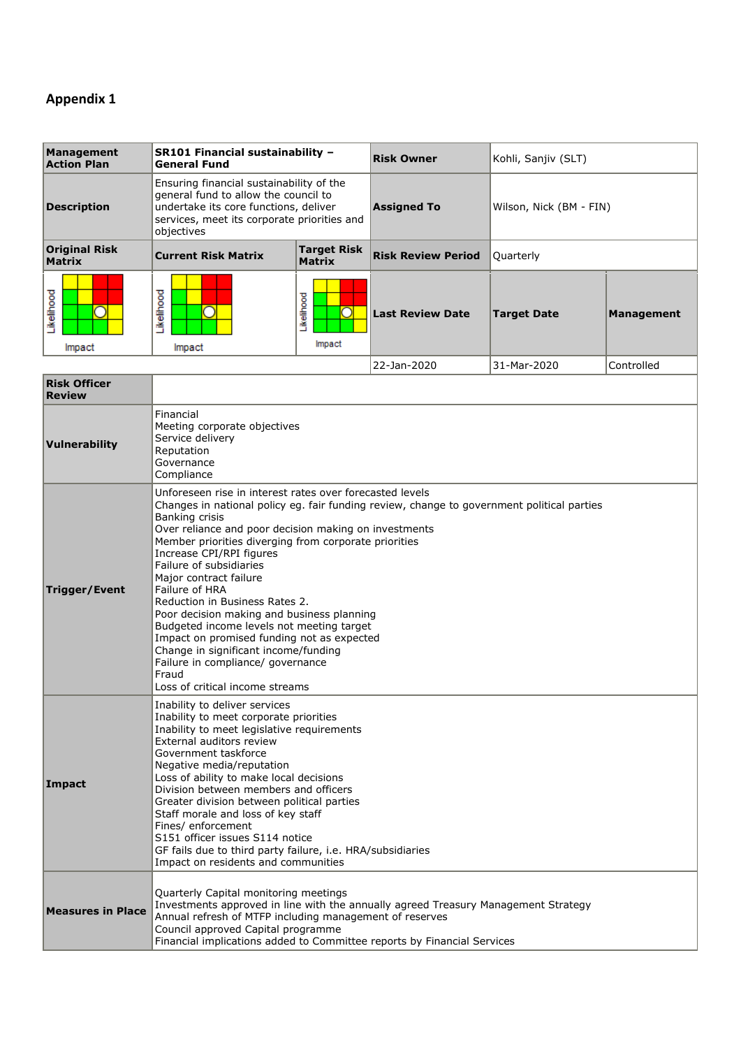## Appendix 1

| Management Action Plan | SR101 Financial sustainability – General Fund | | Risk Owner | Kohli, Sanjiv (SLT) | |
|---|---|---|---|---|---|
| Description | Ensuring financial sustainability of the general fund to allow the council to undertake its core functions, deliver services, meet its corporate priorities and objectives | | Assigned To | Wilson, Nick (BM - FIN) | |
| Original Risk Matrix | Current Risk Matrix | Target Risk Matrix | Risk Review Period | Quarterly | |
| Likelihood / Impact | Likelihood / Impact | Likelihood / Impact | Last Review Date | Target Date | Management |
| | | | 22-Jan-2020 | 31-Mar-2020 | Controlled |

| Risk Officer Review | |
|---|---|
| Vulnerability | Financial<br>Meeting corporate objectives<br>Service delivery<br>Reputation<br>Governance<br>Compliance |
| Trigger/Event | Unforeseen rise in interest rates over forecasted levels<br>Changes in national policy eg. fair funding review, change to government political parties<br>Banking crisis<br>Over reliance and poor decision making on investments<br>Member priorities diverging from corporate priorities<br>Increase CPI/RPI figures<br>Failure of subsidiaries<br>Major contract failure<br>Failure of HRA<br>Reduction in Business Rates 2.<br>Poor decision making and business planning<br>Budgeted income levels not meeting target<br>Impact on promised funding not as expected<br>Change in significant income/funding<br>Failure in compliance/ governance<br>Fraud<br>Loss of critical income streams |
| Impact | Inability to deliver services<br>Inability to meet corporate priorities<br>Inability to meet legislative requirements<br>External auditors review<br>Government taskforce<br>Negative media/reputation<br>Loss of ability to make local decisions<br>Division between members and officers<br>Greater division between political parties<br>Staff morale and loss of key staff<br>Fines/ enforcement<br>S151 officer issues S114 notice<br>GF fails due to third party failure, i.e. HRA/subsidiaries<br>Impact on residents and communities |
| Measures in Place | Quarterly Capital monitoring meetings<br>Investments approved in line with the annually agreed Treasury Management Strategy<br>Annual refresh of MTFP including management of reserves<br>Council approved Capital programme<br>Financial implications added to Committee reports by Financial Services |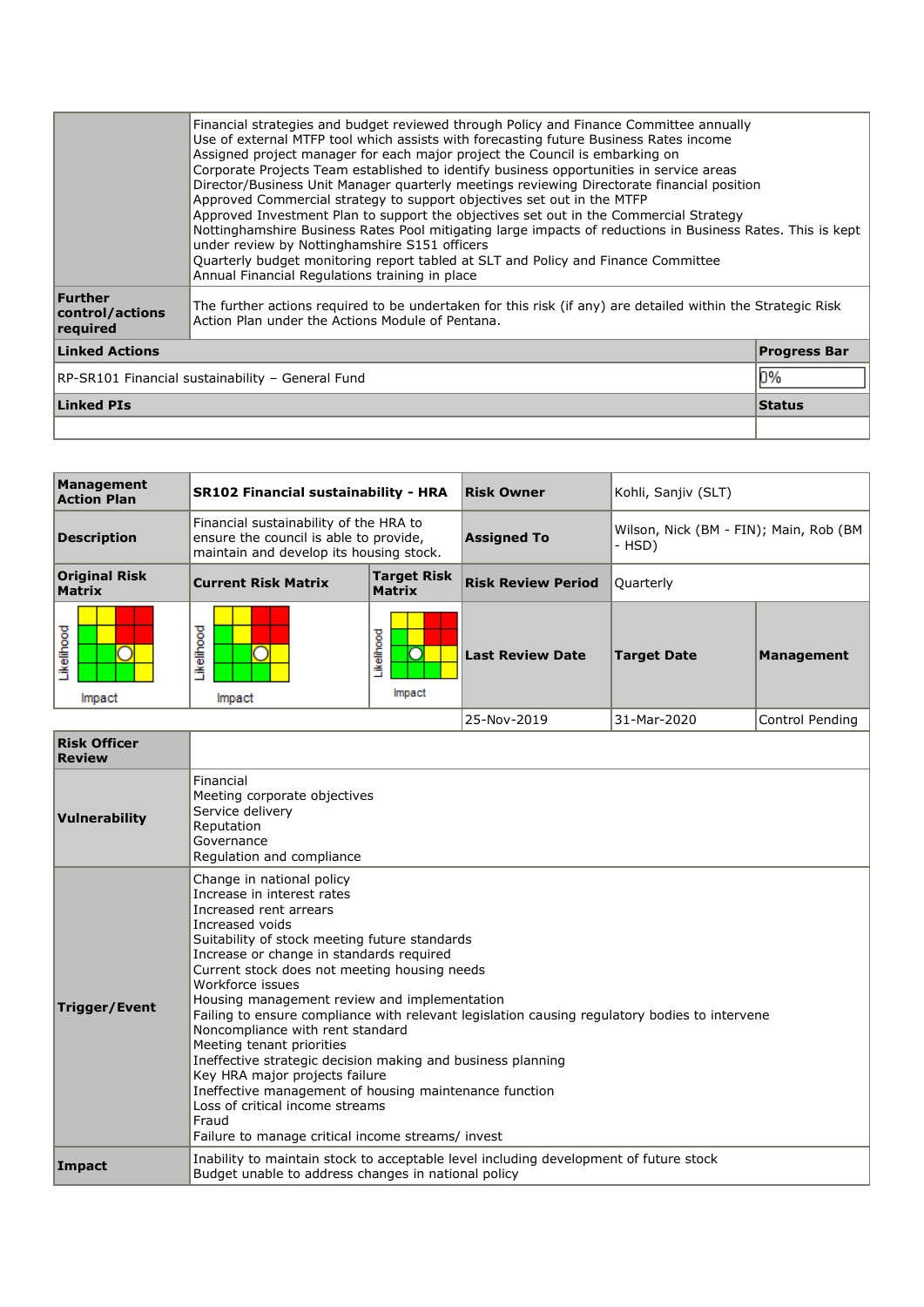| | |
|---|---|
| | Financial strategies and budget reviewed through Policy and Finance Committee annually<br>Use of external MTFP tool which assists with forecasting future Business Rates income<br>Assigned project manager for each major project the Council is embarking on<br>Corporate Projects Team established to identify business opportunities in service areas<br>Director/Business Unit Manager quarterly meetings reviewing Directorate financial position<br>Approved Commercial strategy to support objectives set out in the MTFP<br>Approved Investment Plan to support the objectives set out in the Commercial Strategy<br>Nottinghamshire Business Rates Pool mitigating large impacts of reductions in Business Rates. This is kept under review by Nottinghamshire S151 officers<br>Quarterly budget monitoring report tabled at SLT and Policy and Finance Committee<br>Annual Financial Regulations training in place |
| **Further control/actions required** | The further actions required to be undertaken for this risk (if any) are detailed within the Strategic Risk Action Plan under the Actions Module of Pentana. |

| **Linked Actions** | **Progress Bar** |
|---|---|
| RP-SR101 Financial sustainability – General Fund | 0% |
| **Linked PIs** | **Status** |
| | |

| **Management Action Plan** | **SR102 Financial sustainability - HRA** | | **Risk Owner** | Kohli, Sanjiv (SLT) | |
|---|---|---|---|---|---|
| **Description** | Financial sustainability of the HRA to ensure the council is able to provide, maintain and develop its housing stock. | | **Assigned To** | Wilson, Nick (BM - FIN); Main, Rob (BM - HSD) | |
| **Original Risk Matrix** | **Current Risk Matrix** | **Target Risk Matrix** | **Risk Review Period** | Quarterly | |
| Likelihood / Impact | Likelihood / Impact | Likelihood / Impact | **Last Review Date** | **Target Date** | **Management** |
| | | | 25-Nov-2019 | 31-Mar-2020 | Control Pending |

| | |
|---|---|
| **Risk Officer Review** | |
| **Vulnerability** | Financial<br>Meeting corporate objectives<br>Service delivery<br>Reputation<br>Governance<br>Regulation and compliance |
| **Trigger/Event** | Change in national policy<br>Increase in interest rates<br>Increased rent arrears<br>Increased voids<br>Suitability of stock meeting future standards<br>Increase or change in standards required<br>Current stock does not meeting housing needs<br>Workforce issues<br>Housing management review and implementation<br>Failing to ensure compliance with relevant legislation causing regulatory bodies to intervene<br>Noncompliance with rent standard<br>Meeting tenant priorities<br>Ineffective strategic decision making and business planning<br>Key HRA major projects failure<br>Ineffective management of housing maintenance function<br>Loss of critical income streams<br>Fraud<br>Failure to manage critical income streams/ invest |
| **Impact** | Inability to maintain stock to acceptable level including development of future stock<br>Budget unable to address changes in national policy |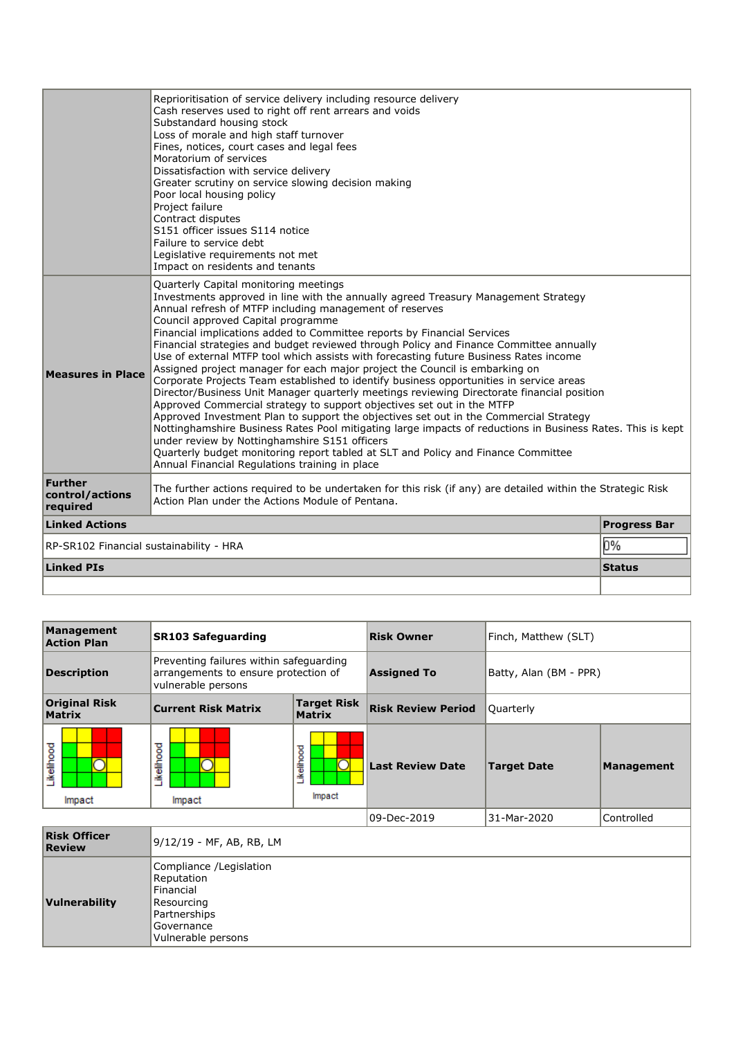|  |  |
|---|---|
|  | Reprioritisation of service delivery including resource delivery<br>Cash reserves used to right off rent arrears and voids<br>Substandard housing stock<br>Loss of morale and high staff turnover<br>Fines, notices, court cases and legal fees<br>Moratorium of services<br>Dissatisfaction with service delivery<br>Greater scrutiny on service slowing decision making<br>Poor local housing policy<br>Project failure<br>Contract disputes<br>S151 officer issues S114 notice<br>Failure to service debt<br>Legislative requirements not met<br>Impact on residents and tenants |
| **Measures in Place** | Quarterly Capital monitoring meetings<br>Investments approved in line with the annually agreed Treasury Management Strategy<br>Annual refresh of MTFP including management of reserves<br>Council approved Capital programme<br>Financial implications added to Committee reports by Financial Services<br>Financial strategies and budget reviewed through Policy and Finance Committee annually<br>Use of external MTFP tool which assists with forecasting future Business Rates income<br>Assigned project manager for each major project the Council is embarking on<br>Corporate Projects Team established to identify business opportunities in service areas<br>Director/Business Unit Manager quarterly meetings reviewing Directorate financial position<br>Approved Commercial strategy to support objectives set out in the MTFP<br>Approved Investment Plan to support the objectives set out in the Commercial Strategy<br>Nottinghamshire Business Rates Pool mitigating large impacts of reductions in Business Rates. This is kept under review by Nottinghamshire S151 officers<br>Quarterly budget monitoring report tabled at SLT and Policy and Finance Committee<br>Annual Financial Regulations training in place |
| **Further control/actions required** | The further actions required to be undertaken for this risk (if any) are detailed within the Strategic Risk Action Plan under the Actions Module of Pentana. |

| **Linked Actions** | **Progress Bar** |
|---|---|
| RP-SR102 Financial sustainability - HRA | 0% |

| **Linked PIs** | **Status** |
|---|---|
|  |  |

| **Management Action Plan** | **SR103 Safeguarding** | | **Risk Owner** | Finch, Matthew (SLT) | |
|---|---|---|---|---|---|
| **Description** | Preventing failures within safeguarding arrangements to ensure protection of vulnerable persons | | **Assigned To** | Batty, Alan (BM - PPR) | |
| **Original Risk Matrix** | **Current Risk Matrix** | **Target Risk Matrix** | **Risk Review Period** | Quarterly | |
| Likelihood / Impact | Likelihood / Impact | Likelihood / Impact | **Last Review Date** | **Target Date** | **Management** |
|  |  |  | 09-Dec-2019 | 31-Mar-2020 | Controlled |
| **Risk Officer Review** | 9/12/19 - MF, AB, RB, LM | | | | |
| **Vulnerability** | Compliance /Legislation<br>Reputation<br>Financial<br>Resourcing<br>Partnerships<br>Governance<br>Vulnerable persons | | | | |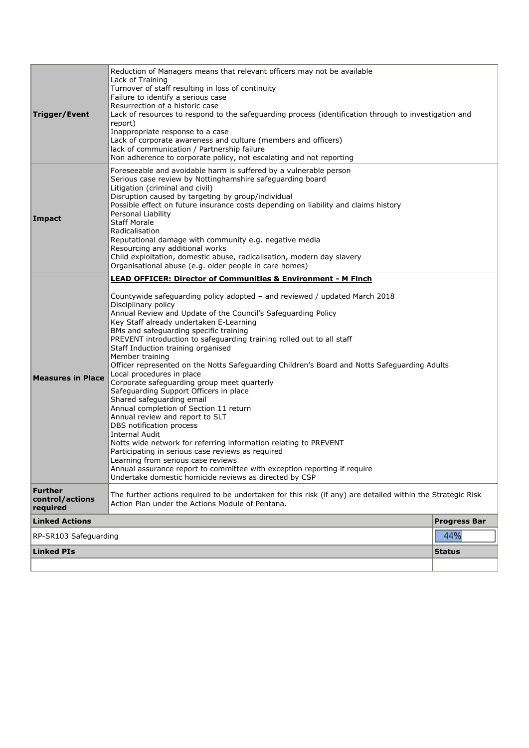| | | |
|---|---|---|
| **Trigger/Event** | Reduction of Managers means that relevant officers may not be available<br>Lack of Training<br>Turnover of staff resulting in loss of continuity<br>Failure to identify a serious case<br>Resurrection of a historic case<br>Lack of resources to respond to the safeguarding process (identification through to investigation and report)<br>Inappropriate response to a case<br>Lack of corporate awareness and culture (members and officers)<br>lack of communication / Partnership failure<br>Non adherence to corporate policy, not escalating and not reporting | |
| **Impact** | Foreseeable and avoidable harm is suffered by a vulnerable person<br>Serious case review by Nottinghamshire safeguarding board<br>Litigation (criminal and civil)<br>Disruption caused by targeting by group/individual<br>Possible effect on future insurance costs depending on liability and claims history<br>Personal Liability<br>Staff Morale<br>Radicalisation<br>Reputational damage with community e.g. negative media<br>Resourcing any additional works<br>Child exploitation, domestic abuse, radicalisation, modern day slavery<br>Organisational abuse (e.g. older people in care homes) | |
| **Measures in Place** | **LEAD OFFICER: Director of Communities & Environment - M Finch**<br><br>Countywide safeguarding policy adopted – and reviewed / updated March 2018<br>Disciplinary policy<br>Annual Review and Update of the Council's Safeguarding Policy<br>Key Staff already undertaken E-Learning<br>BMs and safeguarding specific training<br>PREVENT introduction to safeguarding training rolled out to all staff<br>Staff Induction training organised<br>Member training<br>Officer represented on the Notts Safeguarding Children's Board and Notts Safeguarding Adults<br>Local procedures in place<br>Corporate safeguarding group meet quarterly<br>Safeguarding Support Officers in place<br>Shared safeguarding email<br>Annual completion of Section 11 return<br>Annual review and report to SLT<br>DBS notification process<br>Internal Audit<br>Notts wide network for referring information relating to PREVENT<br>Participating in serious case reviews as required<br>Learning from serious case reviews<br>Annual assurance report to committee with exception reporting if require<br>Undertake domestic homicide reviews as directed by CSP | |
| **Further control/actions required** | The further actions required to be undertaken for this risk (if any) are detailed within the Strategic Risk Action Plan under the Actions Module of Pentana. | |
| **Linked Actions** | | **Progress Bar** |
| RP-SR103 Safeguarding | | 44% |
| **Linked PIs** | | **Status** |
| | | |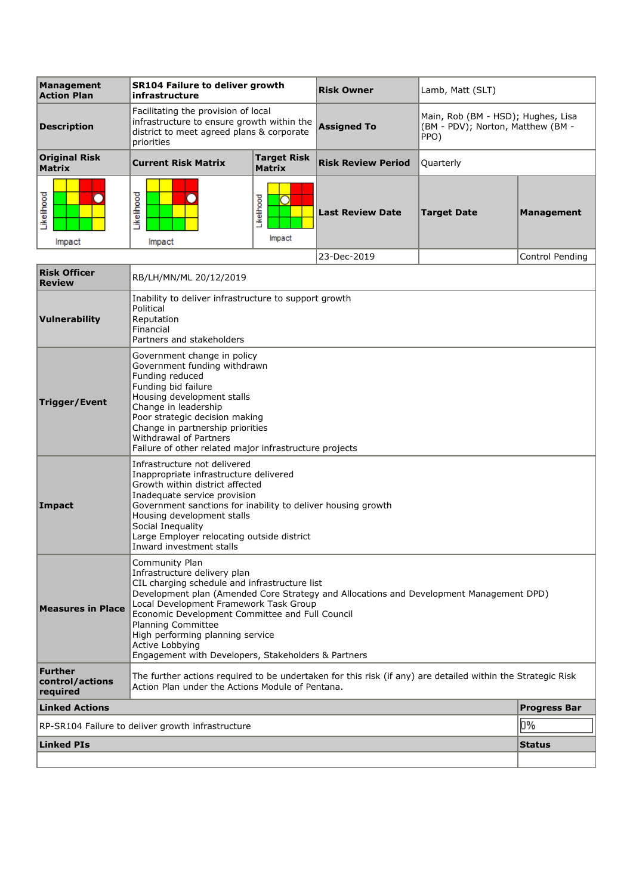| Management Action Plan | SR104 Failure to deliver growth infrastructure | | Risk Owner | Lamb, Matt (SLT) | |
|---|---|---|---|---|---|
| Description | Facilitating the provision of local infrastructure to ensure growth within the district to meet agreed plans & corporate priorities | | Assigned To | Main, Rob (BM - HSD); Hughes, Lisa (BM - PDV); Norton, Matthew (BM - PPO) | |
| Original Risk Matrix | Current Risk Matrix | Target Risk Matrix | Risk Review Period | Quarterly | |
| Likelihood / Impact | Likelihood / Impact | Likelihood / Impact | Last Review Date | Target Date | Management |
| | | | 23-Dec-2019 | | Control Pending |

| | |
|---|---|
| Risk Officer Review | RB/LH/MN/ML 20/12/2019 |
| Vulnerability | Inability to deliver infrastructure to support growth<br>Political<br>Reputation<br>Financial<br>Partners and stakeholders |
| Trigger/Event | Government change in policy<br>Government funding withdrawn<br>Funding reduced<br>Funding bid failure<br>Housing development stalls<br>Change in leadership<br>Poor strategic decision making<br>Change in partnership priorities<br>Withdrawal of Partners<br>Failure of other related major infrastructure projects |
| Impact | Infrastructure not delivered<br>Inappropriate infrastructure delivered<br>Growth within district affected<br>Inadequate service provision<br>Government sanctions for inability to deliver housing growth<br>Housing development stalls<br>Social Inequality<br>Large Employer relocating outside district<br>Inward investment stalls |
| Measures in Place | Community Plan<br>Infrastructure delivery plan<br>CIL charging schedule and infrastructure list<br>Development plan (Amended Core Strategy and Allocations and Development Management DPD)<br>Local Development Framework Task Group<br>Economic Development Committee and Full Council<br>Planning Committee<br>High performing planning service<br>Active Lobbying<br>Engagement with Developers, Stakeholders & Partners |
| Further control/actions required | The further actions required to be undertaken for this risk (if any) are detailed within the Strategic Risk Action Plan under the Actions Module of Pentana. |

| Linked Actions | Progress Bar |
|---|---|
| RP-SR104 Failure to deliver growth infrastructure | 0% |

| Linked PIs | Status |
|---|---|
| | |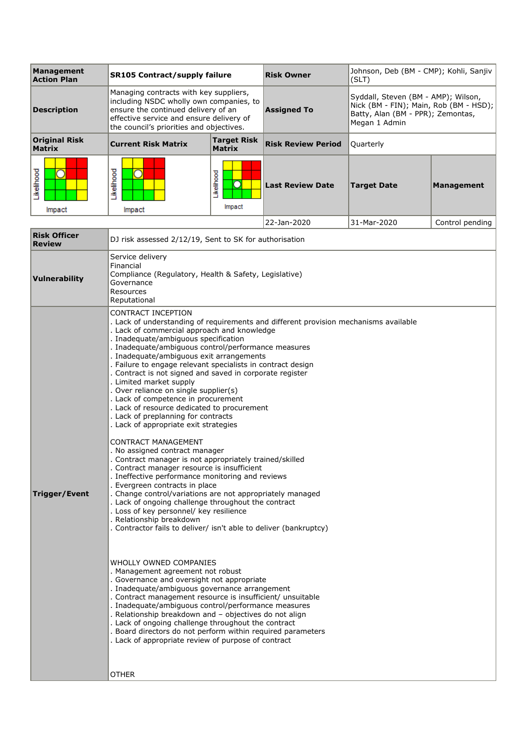| Management Action Plan | SR105 Contract/supply failure | | Risk Owner | Johnson, Deb (BM - CMP); Kohli, Sanjiv (SLT) | |
|---|---|---|---|---|---|
| Description | Managing contracts with key suppliers, including NSDC wholly own companies, to ensure the continued delivery of an effective service and ensure delivery of the council's priorities and objectives. | | Assigned To | Syddall, Steven (BM - AMP); Wilson, Nick (BM - FIN); Main, Rob (BM - HSD); Batty, Alan (BM - PPR); Zemontas, Megan 1 Admin | |
| Original Risk Matrix | Current Risk Matrix | Target Risk Matrix | Risk Review Period | Quarterly | |
| Likelihood / Impact | Likelihood / Impact | Likelihood / Impact | Last Review Date | Target Date | Management |
| | | | 22-Jan-2020 | 31-Mar-2020 | Control pending |

| | |
|---|---|
| Risk Officer Review | DJ risk assessed 2/12/19, Sent to SK for authorisation |
| Vulnerability | Service delivery<br>Financial<br>Compliance (Regulatory, Health & Safety, Legislative)<br>Governance<br>Resources<br>Reputational |
| Trigger/Event | CONTRACT INCEPTION<br>. Lack of understanding of requirements and different provision mechanisms available<br>. Lack of commercial approach and knowledge<br>. Inadequate/ambiguous specification<br>. Inadequate/ambiguous control/performance measures<br>. Inadequate/ambiguous exit arrangements<br>. Failure to engage relevant specialists in contract design<br>. Contract is not signed and saved in corporate register<br>. Limited market supply<br>. Over reliance on single supplier(s)<br>. Lack of competence in procurement<br>. Lack of resource dedicated to procurement<br>. Lack of preplanning for contracts<br>. Lack of appropriate exit strategies<br><br>CONTRACT MANAGEMENT<br>. No assigned contract manager<br>. Contract manager is not appropriately trained/skilled<br>. Contract manager resource is insufficient<br>. Ineffective performance monitoring and reviews<br>. Evergreen contracts in place<br>. Change control/variations are not appropriately managed<br>. Lack of ongoing challenge throughout the contract<br>. Loss of key personnel/ key resilience<br>. Relationship breakdown<br>. Contractor fails to deliver/ isn't able to deliver (bankruptcy)<br><br>WHOLLY OWNED COMPANIES<br>. Management agreement not robust<br>. Governance and oversight not appropriate<br>. Inadequate/ambiguous governance arrangement<br>. Contract management resource is insufficient/ unsuitable<br>. Inadequate/ambiguous control/performance measures<br>. Relationship breakdown and – objectives do not align<br>. Lack of ongoing challenge throughout the contract<br>. Board directors do not perform within required parameters<br>. Lack of appropriate review of purpose of contract<br><br>OTHER |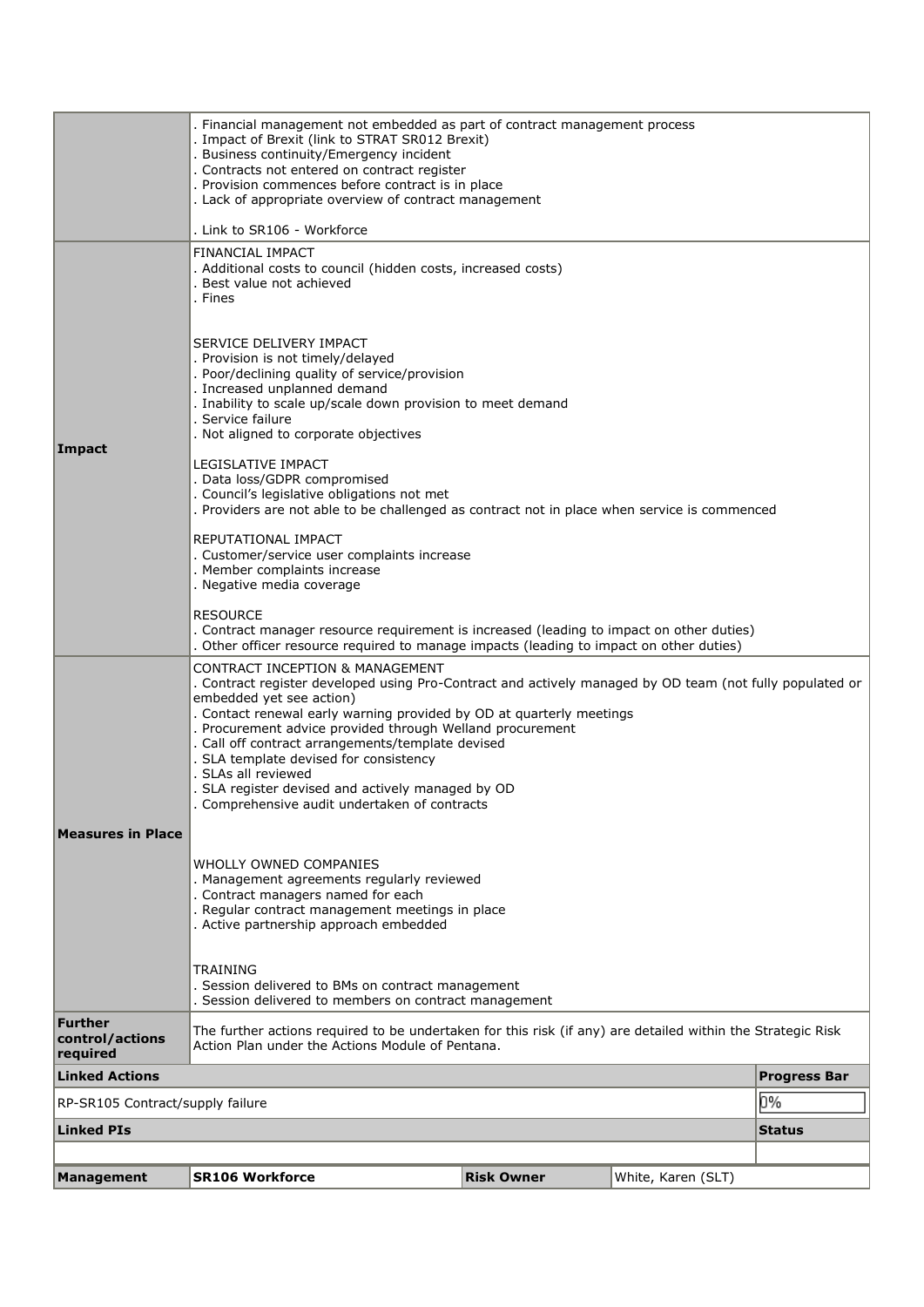| | |
|---|---|
| | . Financial management not embedded as part of contract management process<br>. Impact of Brexit (link to STRAT SR012 Brexit)<br>. Business continuity/Emergency incident<br>. Contracts not entered on contract register<br>. Provision commences before contract is in place<br>. Lack of appropriate overview of contract management<br><br>. Link to SR106 - Workforce |
| **Impact** | FINANCIAL IMPACT<br>. Additional costs to council (hidden costs, increased costs)<br>. Best value not achieved<br>. Fines<br><br>SERVICE DELIVERY IMPACT<br>. Provision is not timely/delayed<br>. Poor/declining quality of service/provision<br>. Increased unplanned demand<br>. Inability to scale up/scale down provision to meet demand<br>. Service failure<br>. Not aligned to corporate objectives<br><br>LEGISLATIVE IMPACT<br>. Data loss/GDPR compromised<br>. Council's legislative obligations not met<br>. Providers are not able to be challenged as contract not in place when service is commenced<br><br>REPUTATIONAL IMPACT<br>. Customer/service user complaints increase<br>. Member complaints increase<br>. Negative media coverage<br><br>RESOURCE<br>. Contract manager resource requirement is increased (leading to impact on other duties)<br>. Other officer resource required to manage impacts (leading to impact on other duties) |
| **Measures in Place** | CONTRACT INCEPTION & MANAGEMENT<br>. Contract register developed using Pro-Contract and actively managed by OD team (not fully populated or embedded yet see action)<br>. Contact renewal early warning provided by OD at quarterly meetings<br>. Procurement advice provided through Welland procurement<br>. Call off contract arrangements/template devised<br>. SLA template devised for consistency<br>. SLAs all reviewed<br>. SLA register devised and actively managed by OD<br>. Comprehensive audit undertaken of contracts<br><br>WHOLLY OWNED COMPANIES<br>. Management agreements regularly reviewed<br>. Contract managers named for each<br>. Regular contract management meetings in place<br>. Active partnership approach embedded<br><br>TRAINING<br>. Session delivered to BMs on contract management<br>. Session delivered to members on contract management |
| **Further control/actions required** | The further actions required to be undertaken for this risk (if any) are detailed within the Strategic Risk Action Plan under the Actions Module of Pentana. |

| Linked Actions | Progress Bar |
|---|---|
| RP-SR105 Contract/supply failure | 0% |

| Linked PIs | Status |
|---|---|
| | |

| Management | SR106 Workforce | Risk Owner | White, Karen (SLT) |
|---|---|---|---|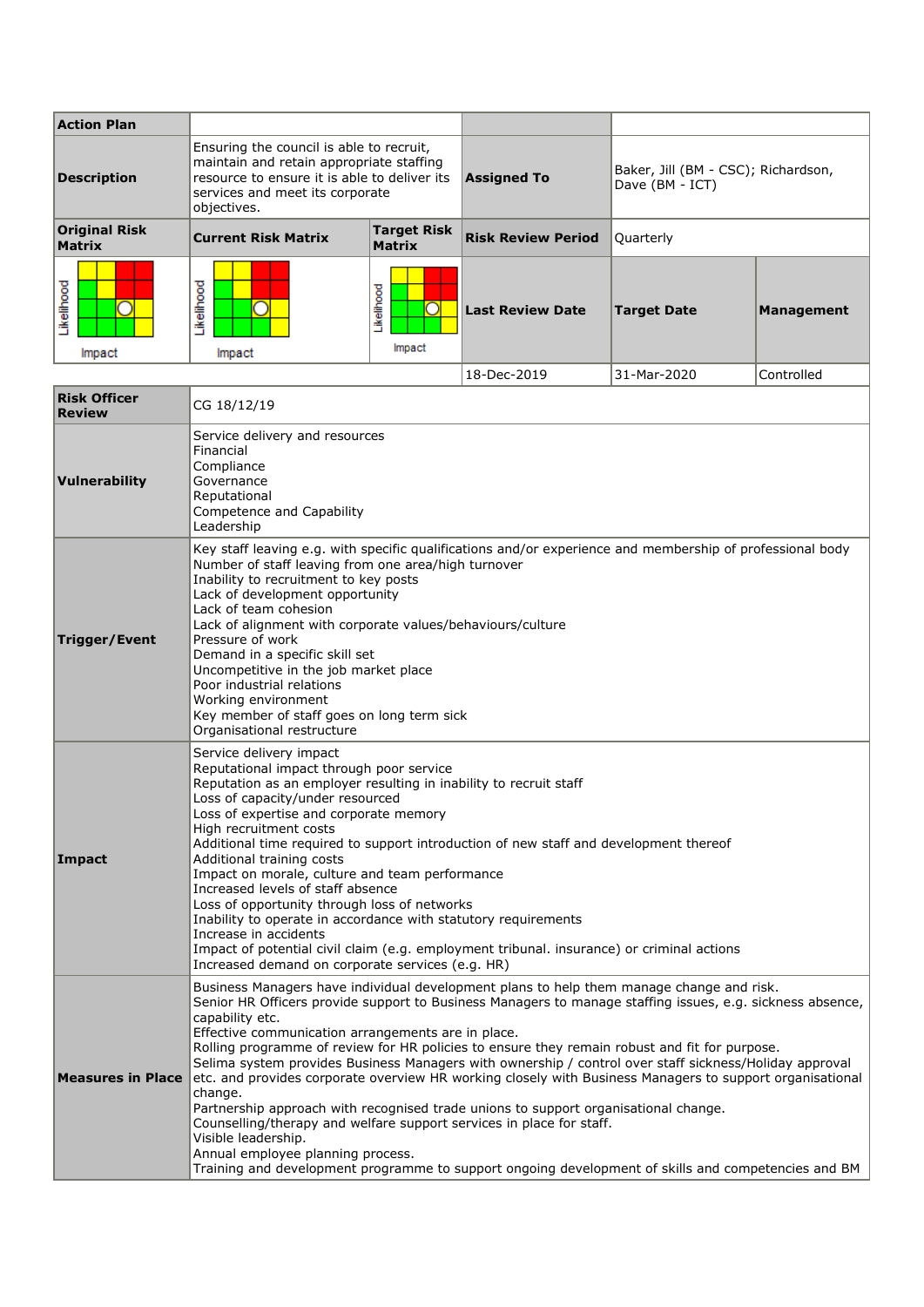| Action Plan | | | |
|---|---|---|---|
| Description | Ensuring the council is able to recruit, maintain and retain appropriate staffing resource to ensure it is able to deliver its services and meet its corporate objectives. | Assigned To | Baker, Jill (BM - CSC); Richardson, Dave (BM - ICT) |

| Original Risk Matrix | Current Risk Matrix | Target Risk Matrix | Risk Review Period | Quarterly | |
|---|---|---|---|---|---|
| Likelihood / Impact | Likelihood / Impact | Likelihood / Impact | Last Review Date | Target Date | Management |
| | | | 18-Dec-2019 | 31-Mar-2020 | Controlled |

| | |
|---|---|
| Risk Officer Review | CG 18/12/19 |
| Vulnerability | Service delivery and resources<br>Financial<br>Compliance<br>Governance<br>Reputational<br>Competence and Capability<br>Leadership |
| Trigger/Event | Key staff leaving e.g. with specific qualifications and/or experience and membership of professional body<br>Number of staff leaving from one area/high turnover<br>Inability to recruitment to key posts<br>Lack of development opportunity<br>Lack of team cohesion<br>Lack of alignment with corporate values/behaviours/culture<br>Pressure of work<br>Demand in a specific skill set<br>Uncompetitive in the job market place<br>Poor industrial relations<br>Working environment<br>Key member of staff goes on long term sick<br>Organisational restructure |
| Impact | Service delivery impact<br>Reputational impact through poor service<br>Reputation as an employer resulting in inability to recruit staff<br>Loss of capacity/under resourced<br>Loss of expertise and corporate memory<br>High recruitment costs<br>Additional time required to support introduction of new staff and development thereof<br>Additional training costs<br>Impact on morale, culture and team performance<br>Increased levels of staff absence<br>Loss of opportunity through loss of networks<br>Inability to operate in accordance with statutory requirements<br>Increase in accidents<br>Impact of potential civil claim (e.g. employment tribunal. insurance) or criminal actions<br>Increased demand on corporate services (e.g. HR) |
| Measures in Place | Business Managers have individual development plans to help them manage change and risk.<br>Senior HR Officers provide support to Business Managers to manage staffing issues, e.g. sickness absence, capability etc.<br>Effective communication arrangements are in place.<br>Rolling programme of review for HR policies to ensure they remain robust and fit for purpose.<br>Selima system provides Business Managers with ownership / control over staff sickness/Holiday approval etc. and provides corporate overview HR working closely with Business Managers to support organisational change.<br>Partnership approach with recognised trade unions to support organisational change.<br>Counselling/therapy and welfare support services in place for staff.<br>Visible leadership.<br>Annual employee planning process.<br>Training and development programme to support ongoing development of skills and competencies and BM |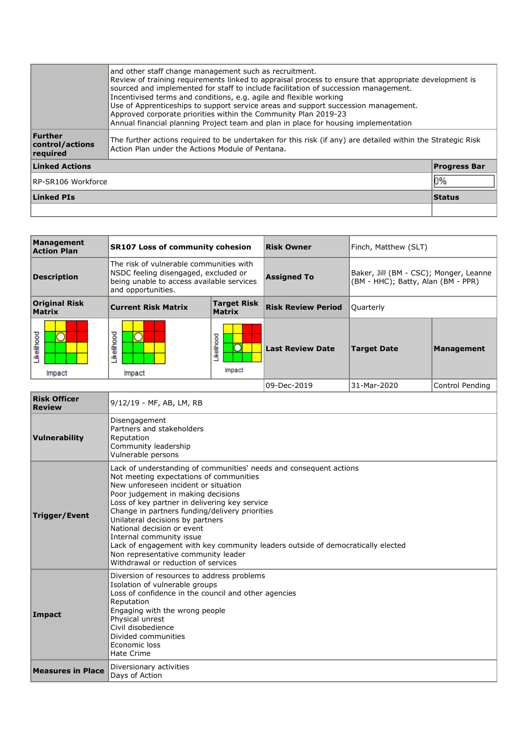| | |
|---|---|
| | and other staff change management such as recruitment.<br>Review of training requirements linked to appraisal process to ensure that appropriate development is sourced and implemented for staff to include facilitation of succession management.<br>Incentivised terms and conditions, e.g. agile and flexible working<br>Use of Apprenticeships to support service areas and support succession management.<br>Approved corporate priorities within the Community Plan 2019-23<br>Annual financial planning Project team and plan in place for housing implementation |
| **Further control/actions required** | The further actions required to be undertaken for this risk (if any) are detailed within the Strategic Risk Action Plan under the Actions Module of Pentana. |

| **Linked Actions** | **Progress Bar** |
|---|---|
| RP-SR106 Workforce | 0% |

| **Linked PIs** | **Status** |
|---|---|
| | |

| **Management Action Plan** | **SR107 Loss of community cohesion** | | **Risk Owner** | Finch, Matthew (SLT) | |
|---|---|---|---|---|---|
| **Description** | The risk of vulnerable communities with NSDC feeling disengaged, excluded or being unable to access available services and opportunities. | | **Assigned To** | Baker, Jill (BM - CSC); Monger, Leanne (BM - HHC); Batty, Alan (BM - PPR) | |
| **Original Risk Matrix** | **Current Risk Matrix** | **Target Risk Matrix** | **Risk Review Period** | Quarterly | |
| Likelihood / Impact | Likelihood / Impact | Likelihood / Impact | **Last Review Date** | **Target Date** | **Management** |
| | | | 09-Dec-2019 | 31-Mar-2020 | Control Pending |

| | |
|---|---|
| **Risk Officer Review** | 9/12/19 - MF, AB, LM, RB |
| **Vulnerability** | Disengagement<br>Partners and stakeholders<br>Reputation<br>Community leadership<br>Vulnerable persons |
| **Trigger/Event** | Lack of understanding of communities' needs and consequent actions<br>Not meeting expectations of communities<br>New unforeseen incident or situation<br>Poor judgement in making decisions<br>Loss of key partner in delivering key service<br>Change in partners funding/delivery priorities<br>Unilateral decisions by partners<br>National decision or event<br>Internal community issue<br>Lack of engagement with key community leaders outside of democratically elected<br>Non representative community leader<br>Withdrawal or reduction of services |
| **Impact** | Diversion of resources to address problems<br>Isolation of vulnerable groups<br>Loss of confidence in the council and other agencies<br>Reputation<br>Engaging with the wrong people<br>Physical unrest<br>Civil disobedience<br>Divided communities<br>Economic loss<br>Hate Crime |
| **Measures in Place** | Diversionary activities<br>Days of Action |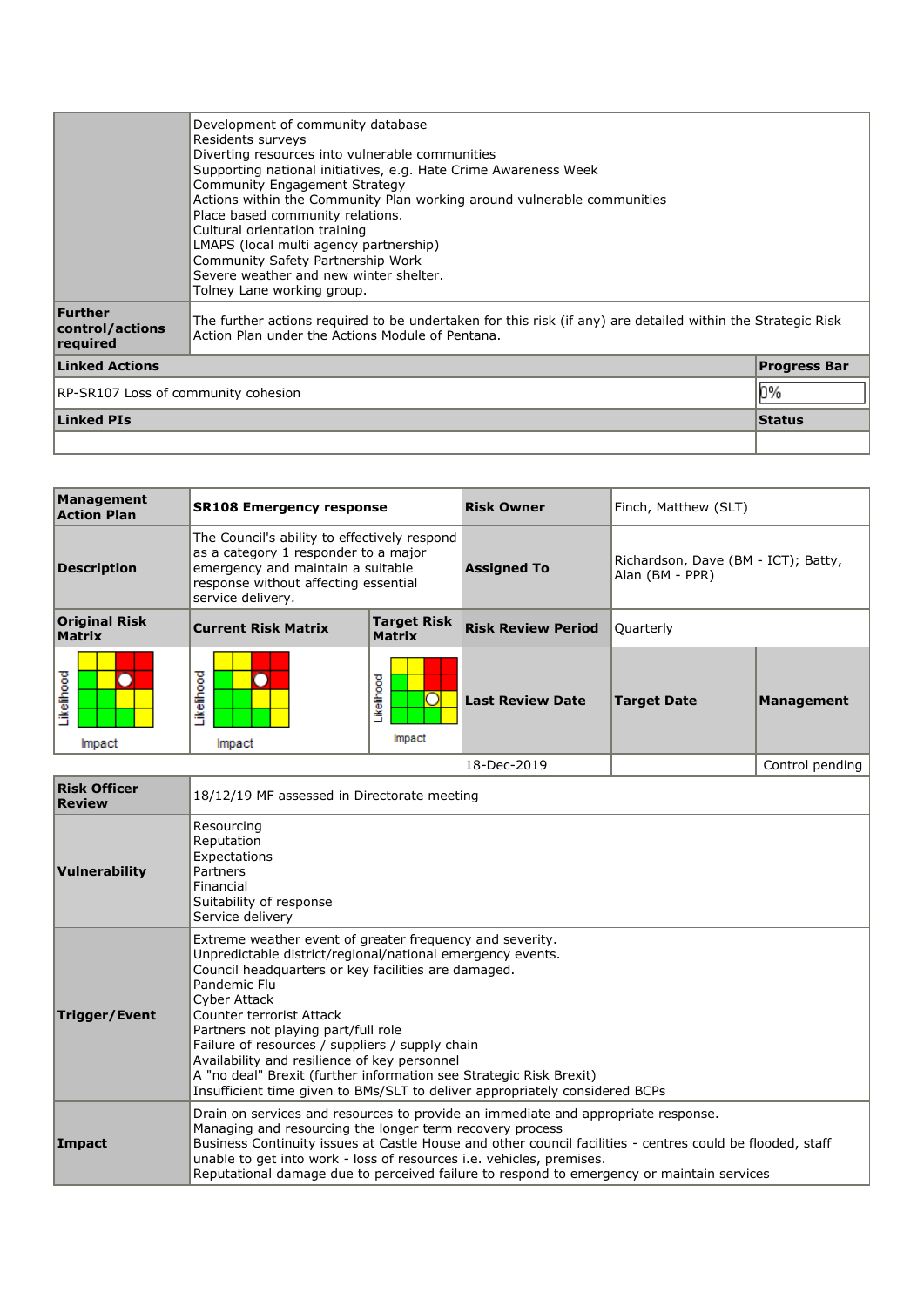| | |
|---|---|
| | Development of community database<br>Residents surveys<br>Diverting resources into vulnerable communities<br>Supporting national initiatives, e.g. Hate Crime Awareness Week<br>Community Engagement Strategy<br>Actions within the Community Plan working around vulnerable communities<br>Place based community relations.<br>Cultural orientation training<br>LMAPS (local multi agency partnership)<br>Community Safety Partnership Work<br>Severe weather and new winter shelter.<br>Tolney Lane working group. |
| **Further control/actions required** | The further actions required to be undertaken for this risk (if any) are detailed within the Strategic Risk Action Plan under the Actions Module of Pentana. |

| **Linked Actions** | **Progress Bar** |
|---|---|
| RP-SR107 Loss of community cohesion | 0% |
| **Linked PIs** | **Status** |
| | |

| **Management Action Plan** | **SR108 Emergency response** | | **Risk Owner** | Finch, Matthew (SLT) | |
|---|---|---|---|---|---|
| **Description** | The Council's ability to effectively respond as a category 1 responder to a major emergency and maintain a suitable response without affecting essential service delivery. | | **Assigned To** | Richardson, Dave (BM - ICT); Batty, Alan (BM - PPR) | |
| **Original Risk Matrix** | **Current Risk Matrix** | **Target Risk Matrix** | **Risk Review Period** | Quarterly | |
| | | | **Last Review Date** | **Target Date** | **Management** |
| | | | 18-Dec-2019 | | Control pending |

| | |
|---|---|
| **Risk Officer Review** | 18/12/19 MF assessed in Directorate meeting |
| **Vulnerability** | Resourcing<br>Reputation<br>Expectations<br>Partners<br>Financial<br>Suitability of response<br>Service delivery |
| **Trigger/Event** | Extreme weather event of greater frequency and severity.<br>Unpredictable district/regional/national emergency events.<br>Council headquarters or key facilities are damaged.<br>Pandemic Flu<br>Cyber Attack<br>Counter terrorist Attack<br>Partners not playing part/full role<br>Failure of resources / suppliers / supply chain<br>Availability and resilience of key personnel<br>A "no deal" Brexit (further information see Strategic Risk Brexit)<br>Insufficient time given to BMs/SLT to deliver appropriately considered BCPs |
| **Impact** | Drain on services and resources to provide an immediate and appropriate response.<br>Managing and resourcing the longer term recovery process<br>Business Continuity issues at Castle House and other council facilities - centres could be flooded, staff unable to get into work - loss of resources i.e. vehicles, premises.<br>Reputational damage due to perceived failure to respond to emergency or maintain services |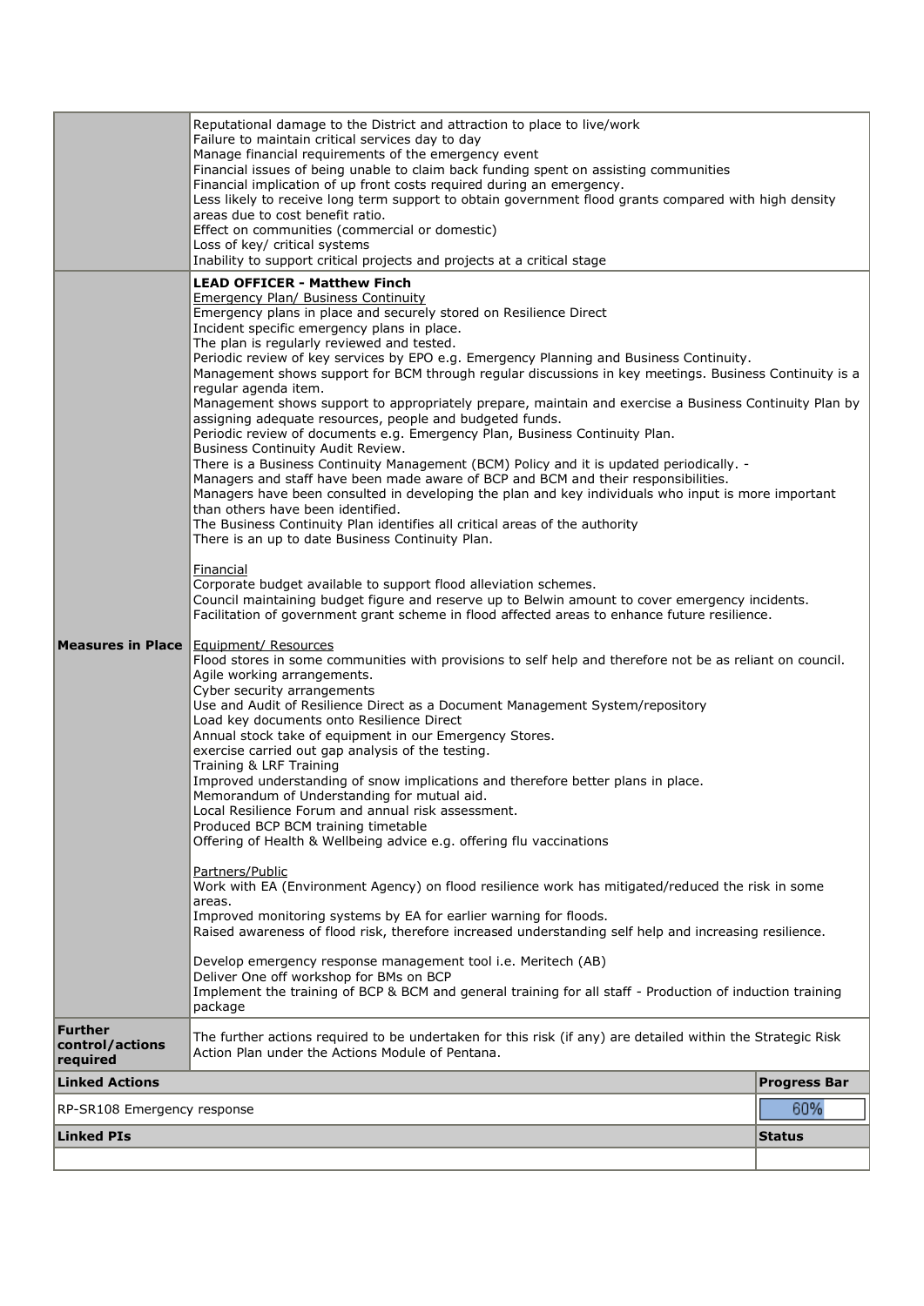| | |
|---|---|
| | Reputational damage to the District and attraction to place to live/work<br>Failure to maintain critical services day to day<br>Manage financial requirements of the emergency event<br>Financial issues of being unable to claim back funding spent on assisting communities<br>Financial implication of up front costs required during an emergency.<br>Less likely to receive long term support to obtain government flood grants compared with high density areas due to cost benefit ratio.<br>Effect on communities (commercial or domestic)<br>Loss of key/ critical systems<br>Inability to support critical projects and projects at a critical stage |
| **Measures in Place** | **LEAD OFFICER - Matthew Finch**<br><u>Emergency Plan/ Business Continuity</u><br>Emergency plans in place and securely stored on Resilience Direct<br>Incident specific emergency plans in place.<br>The plan is regularly reviewed and tested.<br>Periodic review of key services by EPO e.g. Emergency Planning and Business Continuity.<br>Management shows support for BCM through regular discussions in key meetings. Business Continuity is a regular agenda item.<br>Management shows support to appropriately prepare, maintain and exercise a Business Continuity Plan by assigning adequate resources, people and budgeted funds.<br>Periodic review of documents e.g. Emergency Plan, Business Continuity Plan.<br>Business Continuity Audit Review.<br>There is a Business Continuity Management (BCM) Policy and it is updated periodically. -<br>Managers and staff have been made aware of BCP and BCM and their responsibilities.<br>Managers have been consulted in developing the plan and key individuals who input is more important than others have been identified.<br>The Business Continuity Plan identifies all critical areas of the authority<br>There is an up to date Business Continuity Plan.<br><br><u>Financial</u><br>Corporate budget available to support flood alleviation schemes.<br>Council maintaining budget figure and reserve up to Belwin amount to cover emergency incidents.<br>Facilitation of government grant scheme in flood affected areas to enhance future resilience.<br><br><u>Equipment/ Resources</u><br>Flood stores in some communities with provisions to self help and therefore not be as reliant on council.<br>Agile working arrangements.<br>Cyber security arrangements<br>Use and Audit of Resilience Direct as a Document Management System/repository<br>Load key documents onto Resilience Direct<br>Annual stock take of equipment in our Emergency Stores.<br>exercise carried out gap analysis of the testing.<br>Training & LRF Training<br>Improved understanding of snow implications and therefore better plans in place.<br>Memorandum of Understanding for mutual aid.<br>Local Resilience Forum and annual risk assessment.<br>Produced BCP BCM training timetable<br>Offering of Health & Wellbeing advice e.g. offering flu vaccinations<br><br><u>Partners/Public</u><br>Work with EA (Environment Agency) on flood resilience work has mitigated/reduced the risk in some areas.<br>Improved monitoring systems by EA for earlier warning for floods.<br>Raised awareness of flood risk, therefore increased understanding self help and increasing resilience.<br><br>Develop emergency response management tool i.e. Meritech (AB)<br>Deliver One off workshop for BMs on BCP<br>Implement the training of BCP & BCM and general training for all staff - Production of induction training package |
| **Further control/actions required** | The further actions required to be undertaken for this risk (if any) are detailed within the Strategic Risk Action Plan under the Actions Module of Pentana. |

| Linked Actions | Progress Bar |
|---|---|
| RP-SR108 Emergency response | 60% |

| Linked PIs | Status |
|---|---|
| | |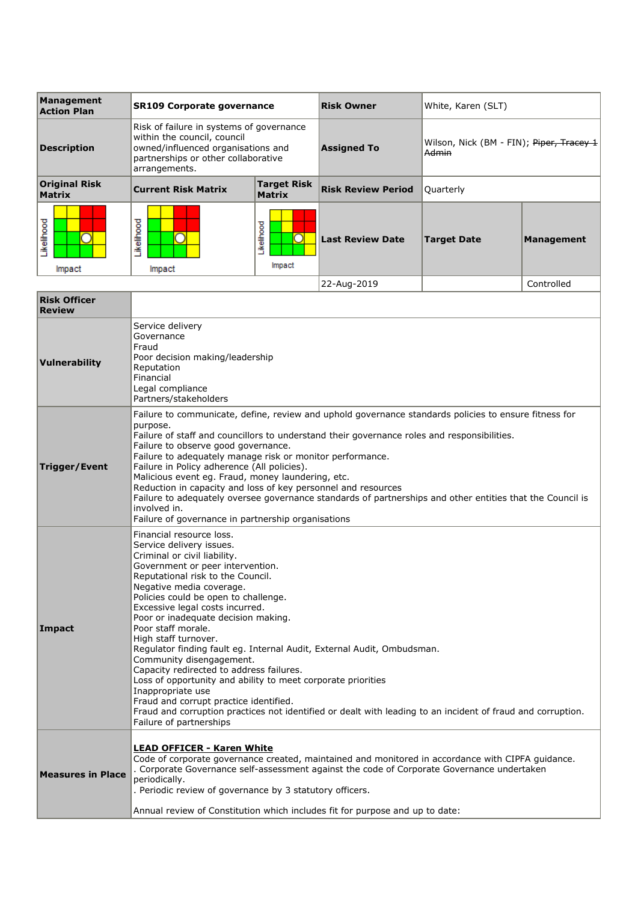| Management Action Plan | SR109 Corporate governance | | Risk Owner | White, Karen (SLT) | |
|---|---|---|---|---|---|
| Description | Risk of failure in systems of governance within the council, council owned/influenced organisations and partnerships or other collaborative arrangements. | | Assigned To | Wilson, Nick (BM - FIN); ~~Piper, Tracey 1 Admin~~ | |
| Original Risk Matrix | Current Risk Matrix | Target Risk Matrix | Risk Review Period | Quarterly | |
| Likelihood / Impact | Likelihood / Impact | Likelihood / Impact | Last Review Date | Target Date | Management |
| | | | 22-Aug-2019 | | Controlled |

| | |
|---|---|
| Risk Officer Review | |
| Vulnerability | Service delivery<br>Governance<br>Fraud<br>Poor decision making/leadership<br>Reputation<br>Financial<br>Legal compliance<br>Partners/stakeholders |
| Trigger/Event | Failure to communicate, define, review and uphold governance standards policies to ensure fitness for purpose.<br>Failure of staff and councillors to understand their governance roles and responsibilities.<br>Failure to observe good governance.<br>Failure to adequately manage risk or monitor performance.<br>Failure in Policy adherence (All policies).<br>Malicious event eg. Fraud, money laundering, etc.<br>Reduction in capacity and loss of key personnel and resources<br>Failure to adequately oversee governance standards of partnerships and other entities that the Council is involved in.<br>Failure of governance in partnership organisations |
| Impact | Financial resource loss.<br>Service delivery issues.<br>Criminal or civil liability.<br>Government or peer intervention.<br>Reputational risk to the Council.<br>Negative media coverage.<br>Policies could be open to challenge.<br>Excessive legal costs incurred.<br>Poor or inadequate decision making.<br>Poor staff morale.<br>High staff turnover.<br>Regulator finding fault eg. Internal Audit, External Audit, Ombudsman.<br>Community disengagement.<br>Capacity redirected to address failures.<br>Loss of opportunity and ability to meet corporate priorities<br>Inappropriate use<br>Fraud and corrupt practice identified.<br>Fraud and corruption practices not identified or dealt with leading to an incident of fraud and corruption.<br>Failure of partnerships |
| Measures in Place | **LEAD OFFICER - Karen White**<br>Code of corporate governance created, maintained and monitored in accordance with CIPFA guidance.<br>. Corporate Governance self-assessment against the code of Corporate Governance undertaken periodically.<br>. Periodic review of governance by 3 statutory officers.<br><br>Annual review of Constitution which includes fit for purpose and up to date: |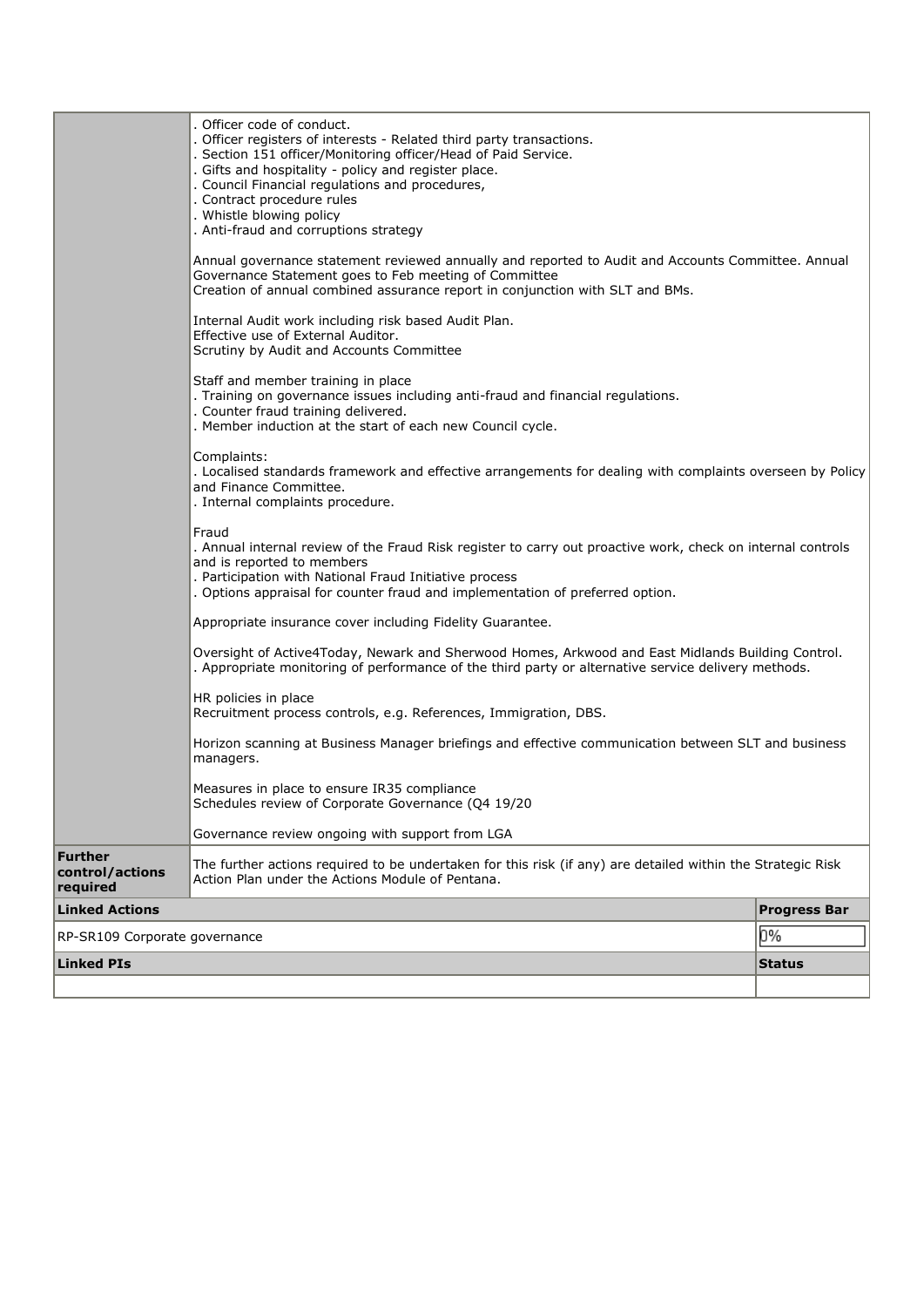| | |
|---|---|
| | . Officer code of conduct.<br>. Officer registers of interests - Related third party transactions.<br>. Section 151 officer/Monitoring officer/Head of Paid Service.<br>. Gifts and hospitality - policy and register place.<br>. Council Financial regulations and procedures,<br>. Contract procedure rules<br>. Whistle blowing policy<br>. Anti-fraud and corruptions strategy<br><br>Annual governance statement reviewed annually and reported to Audit and Accounts Committee. Annual Governance Statement goes to Feb meeting of Committee<br>Creation of annual combined assurance report in conjunction with SLT and BMs.<br><br>Internal Audit work including risk based Audit Plan.<br>Effective use of External Auditor.<br>Scrutiny by Audit and Accounts Committee<br><br>Staff and member training in place<br>. Training on governance issues including anti-fraud and financial regulations.<br>. Counter fraud training delivered.<br>. Member induction at the start of each new Council cycle.<br><br>Complaints:<br>. Localised standards framework and effective arrangements for dealing with complaints overseen by Policy and Finance Committee.<br>. Internal complaints procedure.<br><br>Fraud<br>. Annual internal review of the Fraud Risk register to carry out proactive work, check on internal controls and is reported to members<br>. Participation with National Fraud Initiative process<br>. Options appraisal for counter fraud and implementation of preferred option.<br><br>Appropriate insurance cover including Fidelity Guarantee.<br><br>Oversight of Active4Today, Newark and Sherwood Homes, Arkwood and East Midlands Building Control.<br>. Appropriate monitoring of performance of the third party or alternative service delivery methods.<br><br>HR policies in place<br>Recruitment process controls, e.g. References, Immigration, DBS.<br><br>Horizon scanning at Business Manager briefings and effective communication between SLT and business managers.<br><br>Measures in place to ensure IR35 compliance<br>Schedules review of Corporate Governance (Q4 19/20<br><br>Governance review ongoing with support from LGA |
| **Further control/actions required** | The further actions required to be undertaken for this risk (if any) are detailed within the Strategic Risk Action Plan under the Actions Module of Pentana. |

| **Linked Actions** | **Progress Bar** |
|---|---|
| RP-SR109 Corporate governance | 0% |

| **Linked PIs** | **Status** |
|---|---|
| | |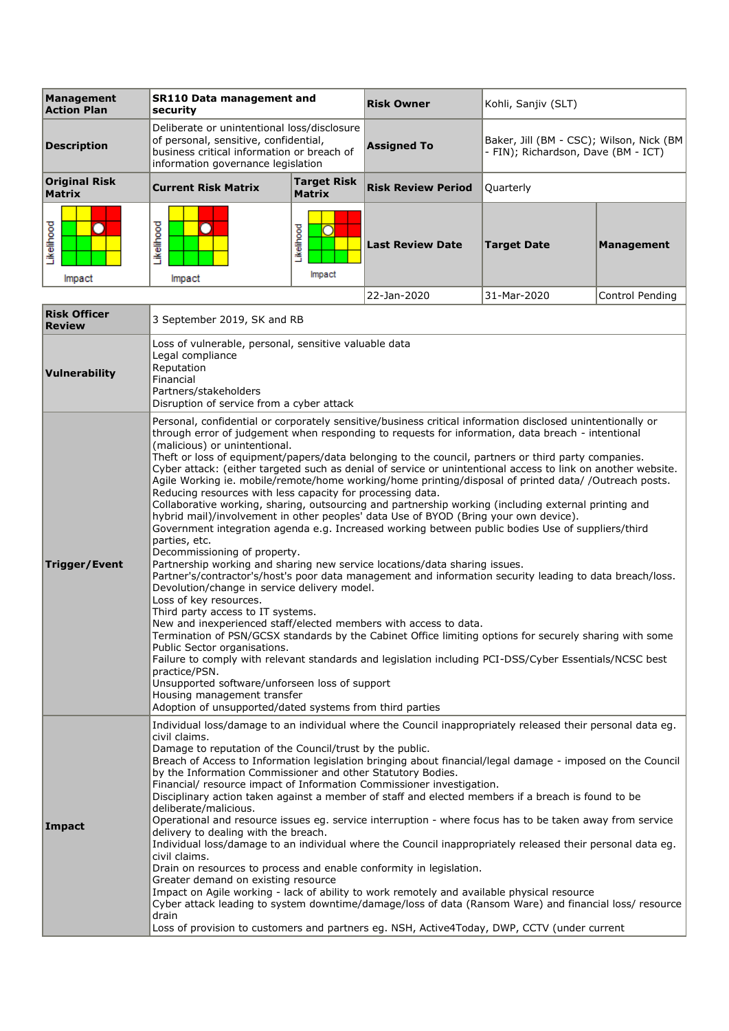| Management Action Plan | SR110 Data management and security | | Risk Owner | Kohli, Sanjiv (SLT) | |
|---|---|---|---|---|---|
| Description | Deliberate or unintentional loss/disclosure of personal, sensitive, confidential, business critical information or breach of information governance legislation | | Assigned To | Baker, Jill (BM - CSC); Wilson, Nick (BM - FIN); Richardson, Dave (BM - ICT) | |
| Original Risk Matrix | Current Risk Matrix | Target Risk Matrix | Risk Review Period | Quarterly | |
| Likelihood / Impact | Likelihood / Impact | Likelihood / Impact | Last Review Date | Target Date | Management |
| | | | 22-Jan-2020 | 31-Mar-2020 | Control Pending |

| | |
|---|---|
| Risk Officer Review | 3 September 2019, SK and RB |
| Vulnerability | Loss of vulnerable, personal, sensitive valuable data<br>Legal compliance<br>Reputation<br>Financial<br>Partners/stakeholders<br>Disruption of service from a cyber attack |
| Trigger/Event | Personal, confidential or corporately sensitive/business critical information disclosed unintentionally or through error of judgement when responding to requests for information, data breach - intentional (malicious) or unintentional.<br>Theft or loss of equipment/papers/data belonging to the council, partners or third party companies.<br>Cyber attack: (either targeted such as denial of service or unintentional access to link on another website.<br>Agile Working ie. mobile/remote/home working/home printing/disposal of printed data/ /Outreach posts.<br>Reducing resources with less capacity for processing data.<br>Collaborative working, sharing, outsourcing and partnership working (including external printing and hybrid mail)/involvement in other peoples' data Use of BYOD (Bring your own device).<br>Government integration agenda e.g. Increased working between public bodies Use of suppliers/third parties, etc.<br>Decommissioning of property.<br>Partnership working and sharing new service locations/data sharing issues.<br>Partner's/contractor's/host's poor data management and information security leading to data breach/loss.<br>Devolution/change in service delivery model.<br>Loss of key resources.<br>Third party access to IT systems.<br>New and inexperienced staff/elected members with access to data.<br>Termination of PSN/GCSX standards by the Cabinet Office limiting options for securely sharing with some Public Sector organisations.<br>Failure to comply with relevant standards and legislation including PCI-DSS/Cyber Essentials/NCSC best practice/PSN.<br>Unsupported software/unforseen loss of support<br>Housing management transfer<br>Adoption of unsupported/dated systems from third parties |
| Impact | Individual loss/damage to an individual where the Council inappropriately released their personal data eg. civil claims.<br>Damage to reputation of the Council/trust by the public.<br>Breach of Access to Information legislation bringing about financial/legal damage - imposed on the Council by the Information Commissioner and other Statutory Bodies.<br>Financial/ resource impact of Information Commissioner investigation.<br>Disciplinary action taken against a member of staff and elected members if a breach is found to be deliberate/malicious.<br>Operational and resource issues eg. service interruption - where focus has to be taken away from service delivery to dealing with the breach.<br>Individual loss/damage to an individual where the Council inappropriately released their personal data eg. civil claims.<br>Drain on resources to process and enable conformity in legislation.<br>Greater demand on existing resource<br>Impact on Agile working - lack of ability to work remotely and available physical resource<br>Cyber attack leading to system downtime/damage/loss of data (Ransom Ware) and financial loss/ resource drain<br>Loss of provision to customers and partners eg. NSH, Active4Today, DWP, CCTV (under current |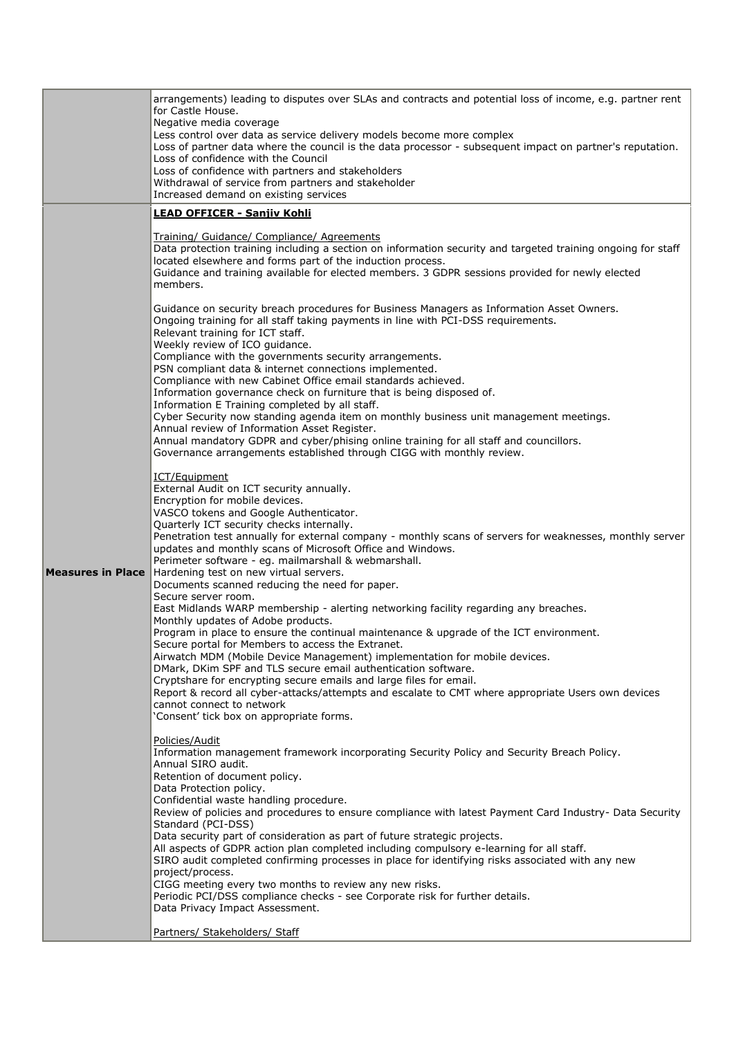| | |
|---|---|
| | arrangements) leading to disputes over SLAs and contracts and potential loss of income, e.g. partner rent for Castle House.<br>Negative media coverage<br>Less control over data as service delivery models become more complex<br>Loss of partner data where the council is the data processor - subsequent impact on partner's reputation.<br>Loss of confidence with the Council<br>Loss of confidence with partners and stakeholders<br>Withdrawal of service from partners and stakeholder<br>Increased demand on existing services |
| **Measures in Place** | **LEAD OFFICER - Sanjiv Kohli**<br><br>Training/ Guidance/ Compliance/ Agreements<br>Data protection training including a section on information security and targeted training ongoing for staff located elsewhere and forms part of the induction process.<br>Guidance and training available for elected members. 3 GDPR sessions provided for newly elected members.<br><br>Guidance on security breach procedures for Business Managers as Information Asset Owners.<br>Ongoing training for all staff taking payments in line with PCI-DSS requirements.<br>Relevant training for ICT staff.<br>Weekly review of ICO guidance.<br>Compliance with the governments security arrangements.<br>PSN compliant data & internet connections implemented.<br>Compliance with new Cabinet Office email standards achieved.<br>Information governance check on furniture that is being disposed of.<br>Information E Training completed by all staff.<br>Cyber Security now standing agenda item on monthly business unit management meetings.<br>Annual review of Information Asset Register.<br>Annual mandatory GDPR and cyber/phising online training for all staff and councillors.<br>Governance arrangements established through CIGG with monthly review.<br><br>ICT/Equipment<br>External Audit on ICT security annually.<br>Encryption for mobile devices.<br>VASCO tokens and Google Authenticator.<br>Quarterly ICT security checks internally.<br>Penetration test annually for external company - monthly scans of servers for weaknesses, monthly server updates and monthly scans of Microsoft Office and Windows.<br>Perimeter software - eg. mailmarshall & webmarshall.<br>Hardening test on new virtual servers.<br>Documents scanned reducing the need for paper.<br>Secure server room.<br>East Midlands WARP membership - alerting networking facility regarding any breaches.<br>Monthly updates of Adobe products.<br>Program in place to ensure the continual maintenance & upgrade of the ICT environment.<br>Secure portal for Members to access the Extranet.<br>Airwatch MDM (Mobile Device Management) implementation for mobile devices.<br>DMark, DKim SPF and TLS secure email authentication software.<br>Cryptshare for encrypting secure emails and large files for email.<br>Report & record all cyber-attacks/attempts and escalate to CMT where appropriate Users own devices cannot connect to network<br>'Consent' tick box on appropriate forms.<br><br>Policies/Audit<br>Information management framework incorporating Security Policy and Security Breach Policy.<br>Annual SIRO audit.<br>Retention of document policy.<br>Data Protection policy.<br>Confidential waste handling procedure.<br>Review of policies and procedures to ensure compliance with latest Payment Card Industry- Data Security Standard (PCI-DSS)<br>Data security part of consideration as part of future strategic projects.<br>All aspects of GDPR action plan completed including compulsory e-learning for all staff.<br>SIRO audit completed confirming processes in place for identifying risks associated with any new project/process.<br>CIGG meeting every two months to review any new risks.<br>Periodic PCI/DSS compliance checks - see Corporate risk for further details.<br>Data Privacy Impact Assessment.<br><br>Partners/ Stakeholders/ Staff |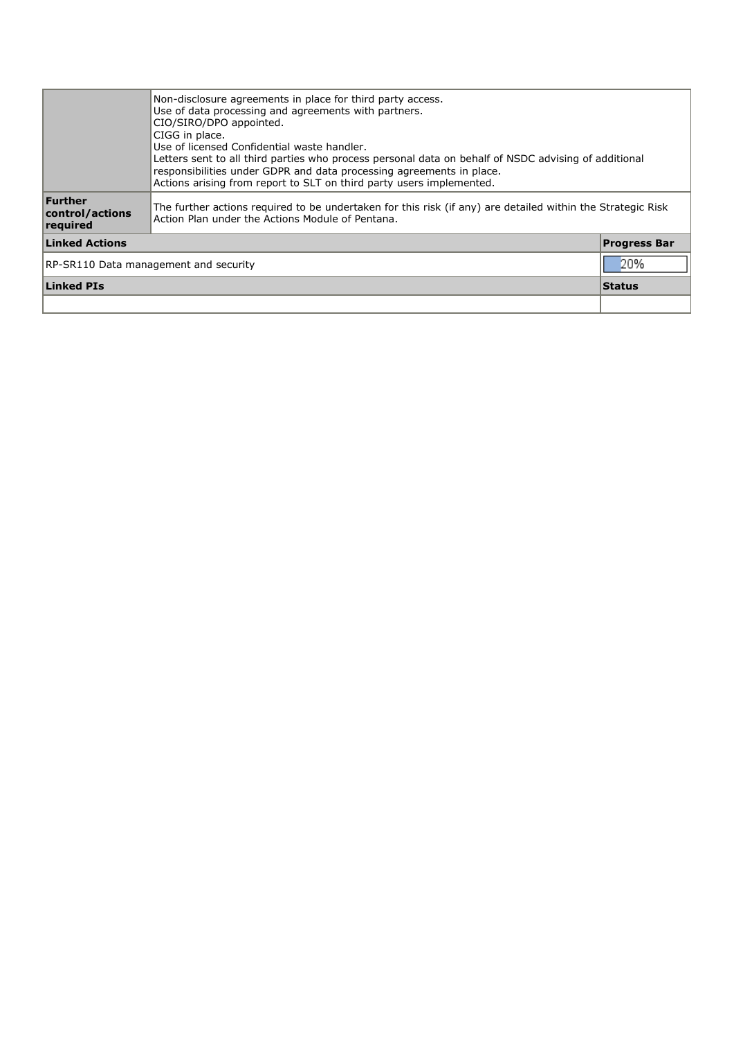|  | Non-disclosure agreements in place for third party access.<br>Use of data processing and agreements with partners.<br>CIO/SIRO/DPO appointed.<br>CIGG in place.<br>Use of licensed Confidential waste handler.<br>Letters sent to all third parties who process personal data on behalf of NSDC advising of additional responsibilities under GDPR and data processing agreements in place.<br>Actions arising from report to SLT on third party users implemented. |
|---|---|
| **Further control/actions required** | The further actions required to be undertaken for this risk (if any) are detailed within the Strategic Risk Action Plan under the Actions Module of Pentana. |

| **Linked Actions** | **Progress Bar** |
|---|---|
| RP-SR110 Data management and security | 20% |

| **Linked PIs** | **Status** |
|---|---|
|  |  |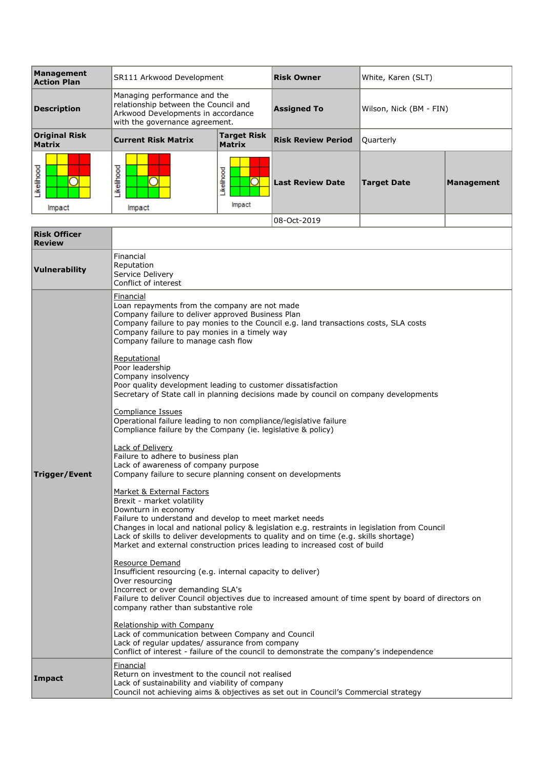| Management Action Plan | SR111 Arkwood Development | | Risk Owner | White, Karen (SLT) | |
|---|---|---|---|---|---|
| Description | Managing performance and the relationship between the Council and Arkwood Developments in accordance with the governance agreement. | | Assigned To | Wilson, Nick (BM - FIN) | |
| Original Risk Matrix | Current Risk Matrix | Target Risk Matrix | Risk Review Period | Quarterly | |
| Likelihood / Impact | Likelihood / Impact | Likelihood / Impact | Last Review Date | Target Date | Management |
| | | | 08-Oct-2019 | | |

| | |
|---|---|
| **Risk Officer Review** | |
| **Vulnerability** | Financial<br>Reputation<br>Service Delivery<br>Conflict of interest |
| **Trigger/Event** | Financial<br>Loan repayments from the company are not made<br>Company failure to deliver approved Business Plan<br>Company failure to pay monies to the Council e.g. land transactions costs, SLA costs<br>Company failure to pay monies in a timely way<br>Company failure to manage cash flow<br><br>Reputational<br>Poor leadership<br>Company insolvency<br>Poor quality development leading to customer dissatisfaction<br>Secretary of State call in planning decisions made by council on company developments<br><br>Compliance Issues<br>Operational failure leading to non compliance/legislative failure<br>Compliance failure by the Company (ie. legislative & policy)<br><br>Lack of Delivery<br>Failure to adhere to business plan<br>Lack of awareness of company purpose<br>Company failure to secure planning consent on developments<br><br>Market & External Factors<br>Brexit - market volatility<br>Downturn in economy<br>Failure to understand and develop to meet market needs<br>Changes in local and national policy & legislation e.g. restraints in legislation from Council<br>Lack of skills to deliver developments to quality and on time (e.g. skills shortage)<br>Market and external construction prices leading to increased cost of build<br><br>Resource Demand<br>Insufficient resourcing (e.g. internal capacity to deliver)<br>Over resourcing<br>Incorrect or over demanding SLA's<br>Failure to deliver Council objectives due to increased amount of time spent by board of directors on company rather than substantive role<br><br>Relationship with Company<br>Lack of communication between Company and Council<br>Lack of regular updates/ assurance from company<br>Conflict of interest - failure of the council to demonstrate the company's independence |
| **Impact** | Financial<br>Return on investment to the council not realised<br>Lack of sustainability and viability of company<br>Council not achieving aims & objectives as set out in Council's Commercial strategy |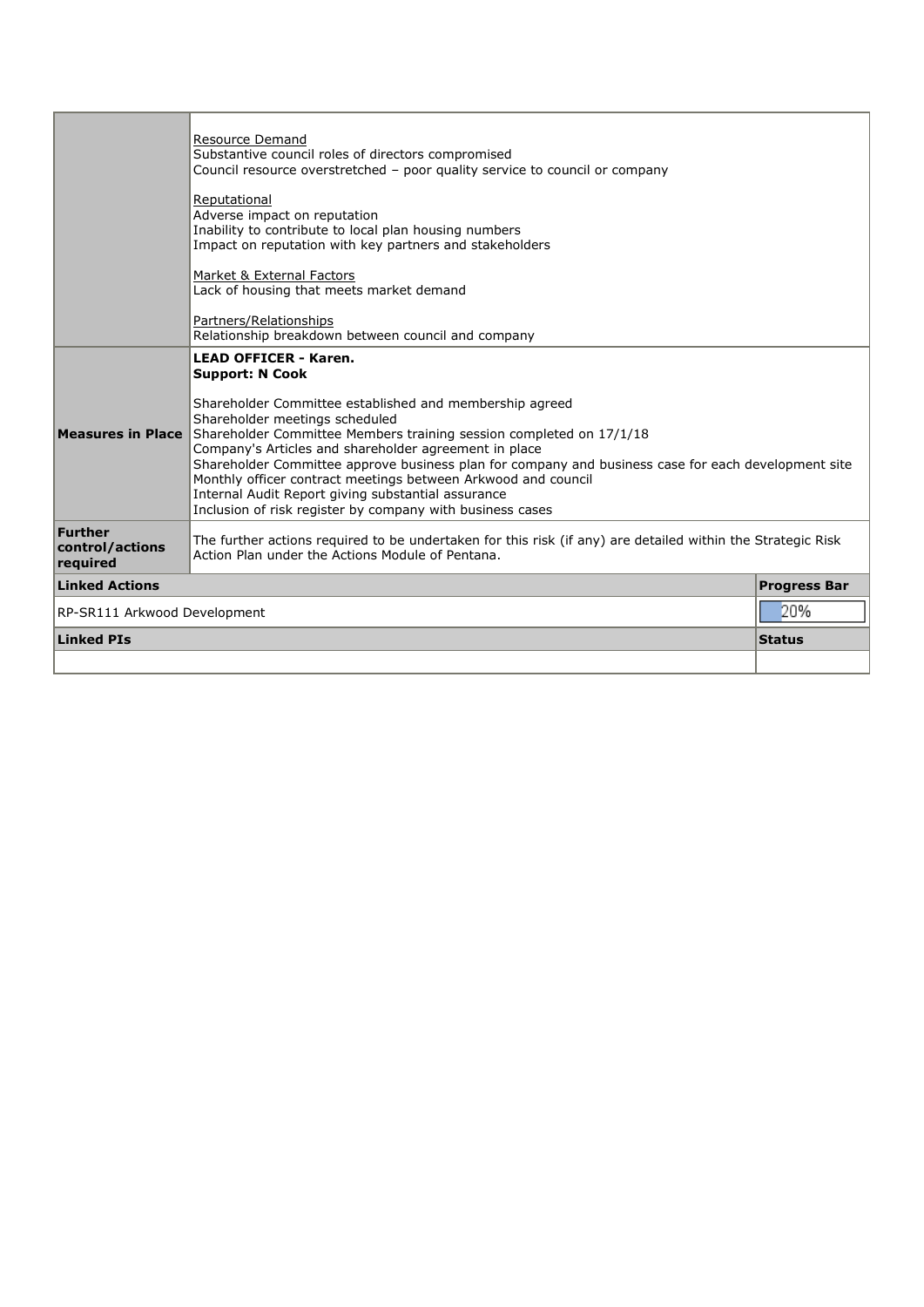| | |
|---|---|
| | Resource Demand<br>Substantive council roles of directors compromised<br>Council resource overstretched – poor quality service to council or company<br><br>Reputational<br>Adverse impact on reputation<br>Inability to contribute to local plan housing numbers<br>Impact on reputation with key partners and stakeholders<br><br>Market & External Factors<br>Lack of housing that meets market demand<br><br>Partners/Relationships<br>Relationship breakdown between council and company |
| **Measures in Place** | **LEAD OFFICER - Karen.**<br>**Support: N Cook**<br><br>Shareholder Committee established and membership agreed<br>Shareholder meetings scheduled<br>Shareholder Committee Members training session completed on 17/1/18<br>Company's Articles and shareholder agreement in place<br>Shareholder Committee approve business plan for company and business case for each development site<br>Monthly officer contract meetings between Arkwood and council<br>Internal Audit Report giving substantial assurance<br>Inclusion of risk register by company with business cases |
| **Further control/actions required** | The further actions required to be undertaken for this risk (if any) are detailed within the Strategic Risk Action Plan under the Actions Module of Pentana. |

| Linked Actions | Progress Bar |
|---|---|
| RP-SR111 Arkwood Development | 20% |

| Linked PIs | Status |
|---|---|
| | |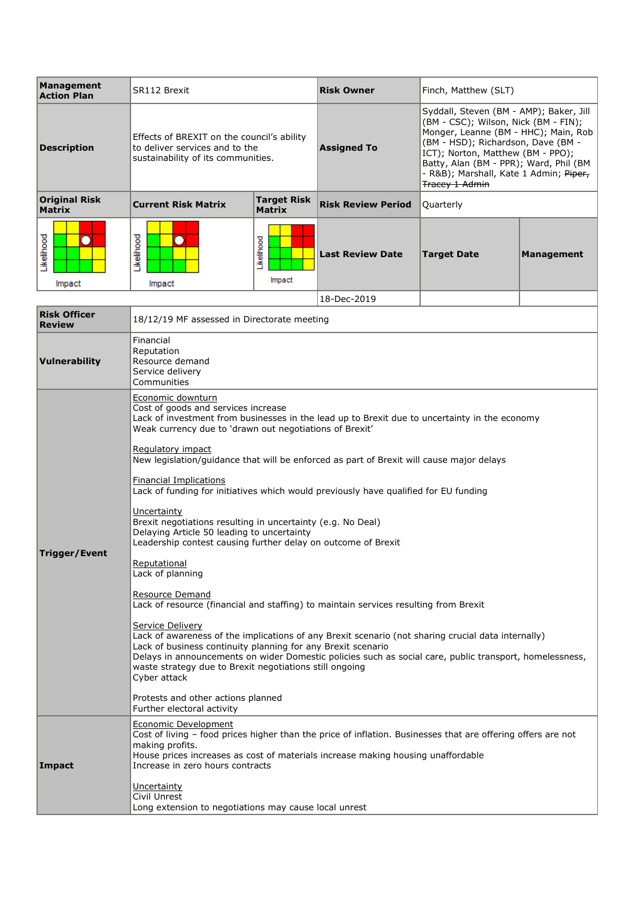| Management Action Plan | SR112 Brexit | | Risk Owner | Finch, Matthew (SLT) | |
|---|---|---|---|---|---|
| **Description** | Effects of BREXIT on the council's ability to deliver services and to the sustainability of its communities. | | **Assigned To** | Syddall, Steven (BM - AMP); Baker, Jill (BM - CSC); Wilson, Nick (BM - FIN); Monger, Leanne (BM - HHC); Main, Rob (BM - HSD); Richardson, Dave (BM - ICT); Norton, Matthew (BM - PPO); Batty, Alan (BM - PPR); Ward, Phil (BM - R&B); Marshall, Kate 1 Admin; ~~Piper, Tracey 1 Admin~~ | |
| **Original Risk Matrix** | **Current Risk Matrix** | **Target Risk Matrix** | **Risk Review Period** | Quarterly | |
| Likelihood / Impact | Likelihood / Impact | Likelihood / Impact | **Last Review Date** | **Target Date** | **Management** |
| | | | 18-Dec-2019 | | |

| | |
|---|---|
| **Risk Officer Review** | 18/12/19 MF assessed in Directorate meeting |
| **Vulnerability** | Financial<br>Reputation<br>Resource demand<br>Service delivery<br>Communities |
| **Trigger/Event** | Economic downturn<br>Cost of goods and services increase<br>Lack of investment from businesses in the lead up to Brexit due to uncertainty in the economy<br>Weak currency due to 'drawn out negotiations of Brexit'<br><br>Regulatory impact<br>New legislation/guidance that will be enforced as part of Brexit will cause major delays<br><br>Financial Implications<br>Lack of funding for initiatives which would previously have qualified for EU funding<br><br>Uncertainty<br>Brexit negotiations resulting in uncertainty (e.g. No Deal)<br>Delaying Article 50 leading to uncertainty<br>Leadership contest causing further delay on outcome of Brexit<br><br>Reputational<br>Lack of planning<br><br>Resource Demand<br>Lack of resource (financial and staffing) to maintain services resulting from Brexit<br><br>Service Delivery<br>Lack of awareness of the implications of any Brexit scenario (not sharing crucial data internally)<br>Lack of business continuity planning for any Brexit scenario<br>Delays in announcements on wider Domestic policies such as social care, public transport, homelessness, waste strategy due to Brexit negotiations still ongoing<br>Cyber attack<br><br>Protests and other actions planned<br>Further electoral activity |
| **Impact** | Economic Development<br>Cost of living – food prices higher than the price of inflation. Businesses that are offering offers are not making profits.<br>House prices increases as cost of materials increase making housing unaffordable<br>Increase in zero hours contracts<br><br>Uncertainty<br>Civil Unrest<br>Long extension to negotiations may cause local unrest |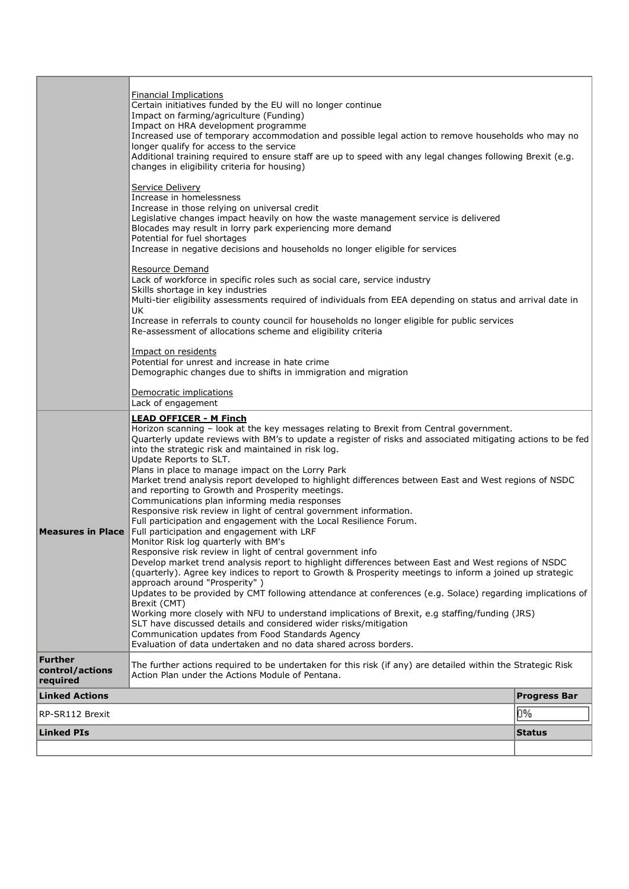| | | |
|---|---|---|
| | <u>Financial Implications</u><br>Certain initiatives funded by the EU will no longer continue<br>Impact on farming/agriculture (Funding)<br>Impact on HRA development programme<br>Increased use of temporary accommodation and possible legal action to remove households who may no longer qualify for access to the service<br>Additional training required to ensure staff are up to speed with any legal changes following Brexit (e.g. changes in eligibility criteria for housing)<br><br><u>Service Delivery</u><br>Increase in homelessness<br>Increase in those relying on universal credit<br>Legislative changes impact heavily on how the waste management service is delivered<br>Blocades may result in lorry park experiencing more demand<br>Potential for fuel shortages<br>Increase in negative decisions and households no longer eligible for services<br><br><u>Resource Demand</u><br>Lack of workforce in specific roles such as social care, service industry<br>Skills shortage in key industries<br>Multi-tier eligibility assessments required of individuals from EEA depending on status and arrival date in UK<br>Increase in referrals to county council for households no longer eligible for public services<br>Re-assessment of allocations scheme and eligibility criteria<br><br><u>Impact on residents</u><br>Potential for unrest and increase in hate crime<br>Demographic changes due to shifts in immigration and migration<br><br><u>Democratic implications</u><br>Lack of engagement | |
| **Measures in Place** | **<u>LEAD OFFICER - M Finch</u>**<br>Horizon scanning – look at the key messages relating to Brexit from Central government.<br>Quarterly update reviews with BM's to update a register of risks and associated mitigating actions to be fed into the strategic risk and maintained in risk log.<br>Update Reports to SLT.<br>Plans in place to manage impact on the Lorry Park<br>Market trend analysis report developed to highlight differences between East and West regions of NSDC and reporting to Growth and Prosperity meetings.<br>Communications plan informing media responses<br>Responsive risk review in light of central government information.<br>Full participation and engagement with the Local Resilience Forum.<br>Full participation and engagement with LRF<br>Monitor Risk log quarterly with BM's<br>Responsive risk review in light of central government info<br>Develop market trend analysis report to highlight differences between East and West regions of NSDC (quarterly). Agree key indices to report to Growth & Prosperity meetings to inform a joined up strategic approach around "Prosperity" )<br>Updates to be provided by CMT following attendance at conferences (e.g. Solace) regarding implications of Brexit (CMT)<br>Working more closely with NFU to understand implications of Brexit, e.g staffing/funding (JRS)<br>SLT have discussed details and considered wider risks/mitigation<br>Communication updates from Food Standards Agency<br>Evaluation of data undertaken and no data shared across borders. | |
| **Further control/actions required** | The further actions required to be undertaken for this risk (if any) are detailed within the Strategic Risk Action Plan under the Actions Module of Pentana. | |
| **Linked Actions** | | **Progress Bar** |
| RP-SR112 Brexit | | 0% |
| **Linked PIs** | | **Status** |
| | | |